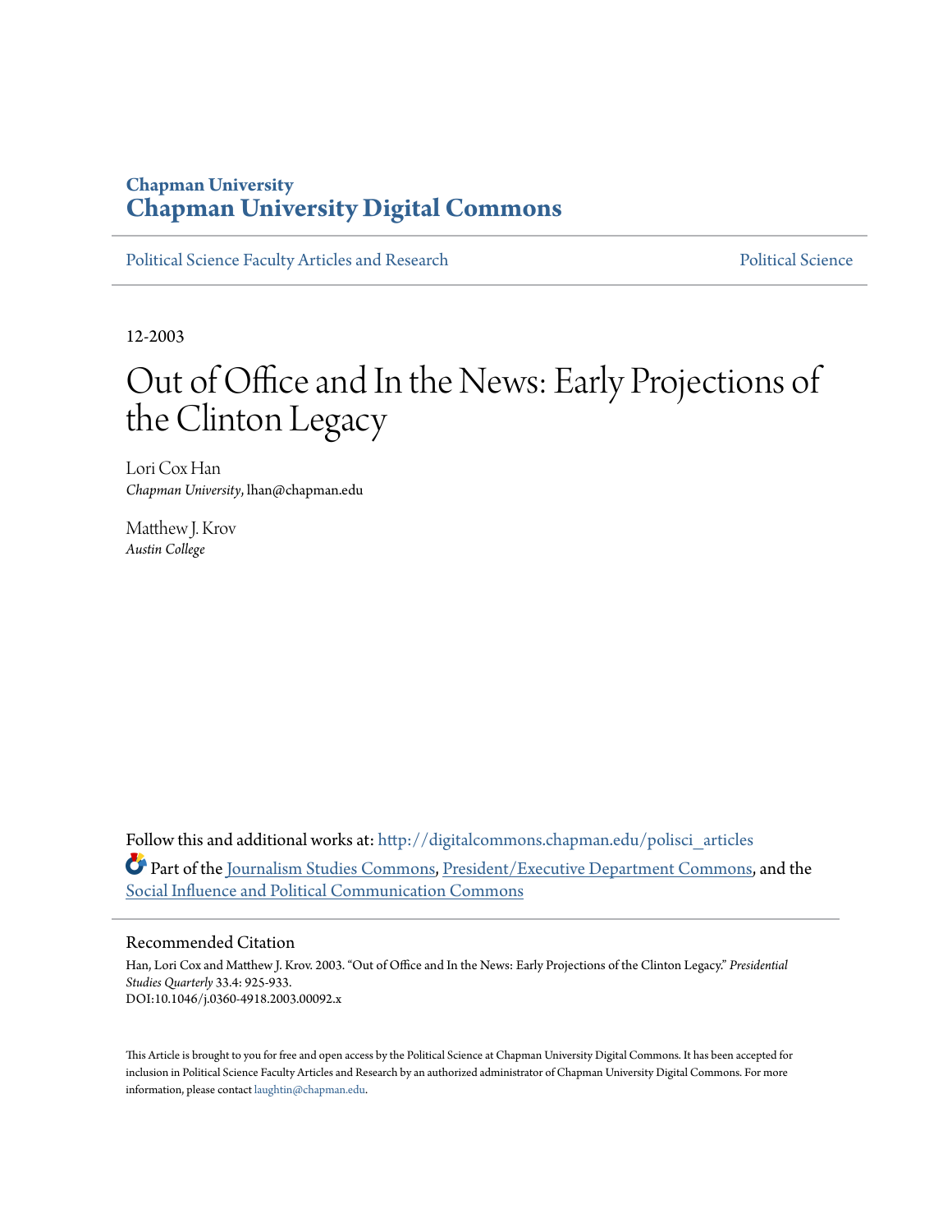**Chapman University**
**Chapman University Digital Commons**

Political Science Faculty Articles and Research | Political Science

12-2003

# Out of Office and In the News: Early Projections of the Clinton Legacy

Lori Cox Han
*Chapman University*, lhan@chapman.edu

Matthew J. Krov
*Austin College*

Follow this and additional works at: http://digitalcommons.chapman.edu/polisci_articles

Part of the Journalism Studies Commons, President/Executive Department Commons, and the Social Influence and Political Communication Commons

## Recommended Citation

Han, Lori Cox and Matthew J. Krov. 2003. "Out of Office and In the News: Early Projections of the Clinton Legacy." *Presidential Studies Quarterly* 33.4: 925-933.
DOI:10.1046/j.0360-4918.2003.00092.x

This Article is brought to you for free and open access by the Political Science at Chapman University Digital Commons. It has been accepted for inclusion in Political Science Faculty Articles and Research by an authorized administrator of Chapman University Digital Commons. For more information, please contact laughtin@chapman.edu.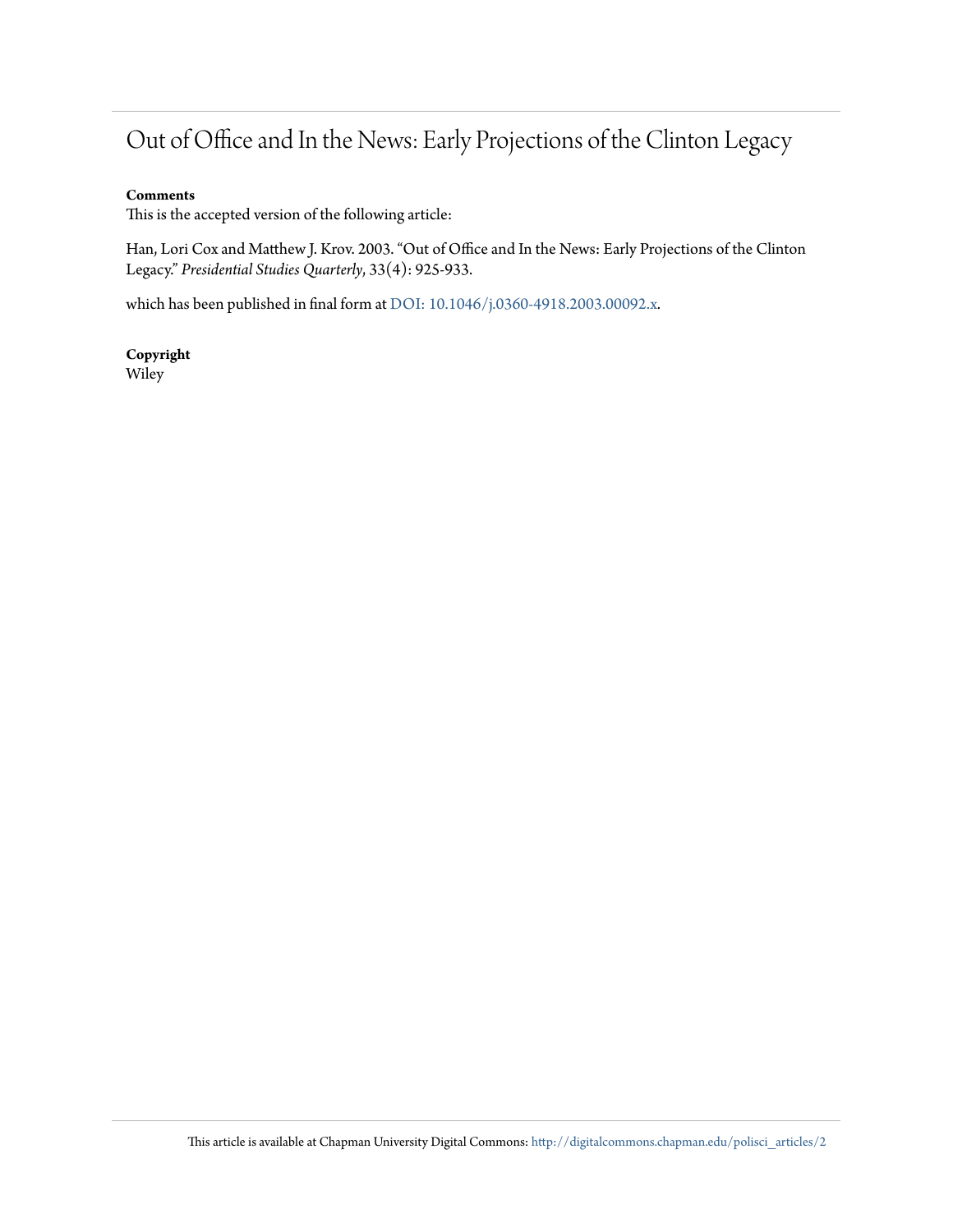# Out of Office and In the News: Early Projections of the Clinton Legacy

**Comments**

This is the accepted version of the following article:

Han, Lori Cox and Matthew J. Krov. 2003. "Out of Office and In the News: Early Projections of the Clinton Legacy." *Presidential Studies Quarterly*, 33(4): 925-933.

which has been published in final form at DOI: 10.1046/j.0360-4918.2003.00092.x.

**Copyright**

Wiley

This article is available at Chapman University Digital Commons: http://digitalcommons.chapman.edu/polisci_articles/2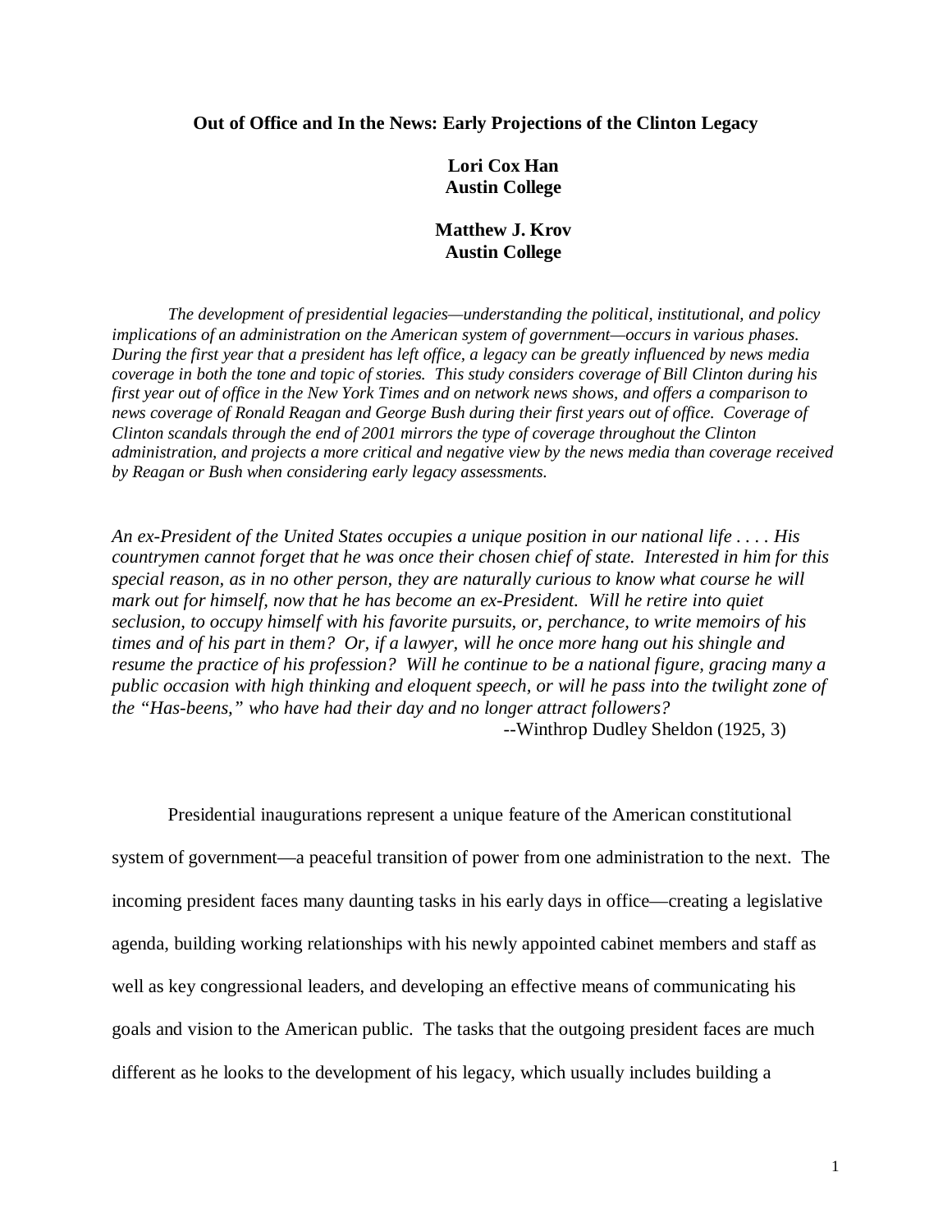**Out of Office and In the News: Early Projections of the Clinton Legacy**

**Lori Cox Han**
**Austin College**

**Matthew J. Krov**
**Austin College**

*The development of presidential legacies—understanding the political, institutional, and policy implications of an administration on the American system of government—occurs in various phases. During the first year that a president has left office, a legacy can be greatly influenced by news media coverage in both the tone and topic of stories. This study considers coverage of Bill Clinton during his first year out of office in the New York Times and on network news shows, and offers a comparison to news coverage of Ronald Reagan and George Bush during their first years out of office. Coverage of Clinton scandals through the end of 2001 mirrors the type of coverage throughout the Clinton administration, and projects a more critical and negative view by the news media than coverage received by Reagan or Bush when considering early legacy assessments.*

*An ex-President of the United States occupies a unique position in our national life . . . . His countrymen cannot forget that he was once their chosen chief of state. Interested in him for this special reason, as in no other person, they are naturally curious to know what course he will mark out for himself, now that he has become an ex-President. Will he retire into quiet seclusion, to occupy himself with his favorite pursuits, or, perchance, to write memoirs of his times and of his part in them? Or, if a lawyer, will he once more hang out his shingle and resume the practice of his profession? Will he continue to be a national figure, gracing many a public occasion with high thinking and eloquent speech, or will he pass into the twilight zone of the "Has-beens," who have had their day and no longer attract followers?*

--Winthrop Dudley Sheldon (1925, 3)

Presidential inaugurations represent a unique feature of the American constitutional system of government—a peaceful transition of power from one administration to the next. The incoming president faces many daunting tasks in his early days in office—creating a legislative agenda, building working relationships with his newly appointed cabinet members and staff as well as key congressional leaders, and developing an effective means of communicating his goals and vision to the American public. The tasks that the outgoing president faces are much different as he looks to the development of his legacy, which usually includes building a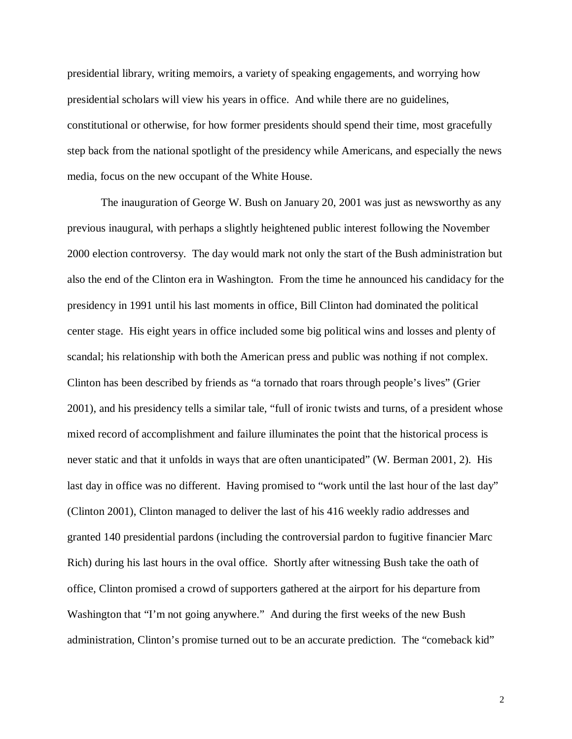presidential library, writing memoirs, a variety of speaking engagements, and worrying how presidential scholars will view his years in office. And while there are no guidelines, constitutional or otherwise, for how former presidents should spend their time, most gracefully step back from the national spotlight of the presidency while Americans, and especially the news media, focus on the new occupant of the White House.

The inauguration of George W. Bush on January 20, 2001 was just as newsworthy as any previous inaugural, with perhaps a slightly heightened public interest following the November 2000 election controversy. The day would mark not only the start of the Bush administration but also the end of the Clinton era in Washington. From the time he announced his candidacy for the presidency in 1991 until his last moments in office, Bill Clinton had dominated the political center stage. His eight years in office included some big political wins and losses and plenty of scandal; his relationship with both the American press and public was nothing if not complex. Clinton has been described by friends as "a tornado that roars through people's lives" (Grier 2001), and his presidency tells a similar tale, "full of ironic twists and turns, of a president whose mixed record of accomplishment and failure illuminates the point that the historical process is never static and that it unfolds in ways that are often unanticipated" (W. Berman 2001, 2). His last day in office was no different. Having promised to "work until the last hour of the last day" (Clinton 2001), Clinton managed to deliver the last of his 416 weekly radio addresses and granted 140 presidential pardons (including the controversial pardon to fugitive financier Marc Rich) during his last hours in the oval office. Shortly after witnessing Bush take the oath of office, Clinton promised a crowd of supporters gathered at the airport for his departure from Washington that "I'm not going anywhere." And during the first weeks of the new Bush administration, Clinton's promise turned out to be an accurate prediction. The "comeback kid"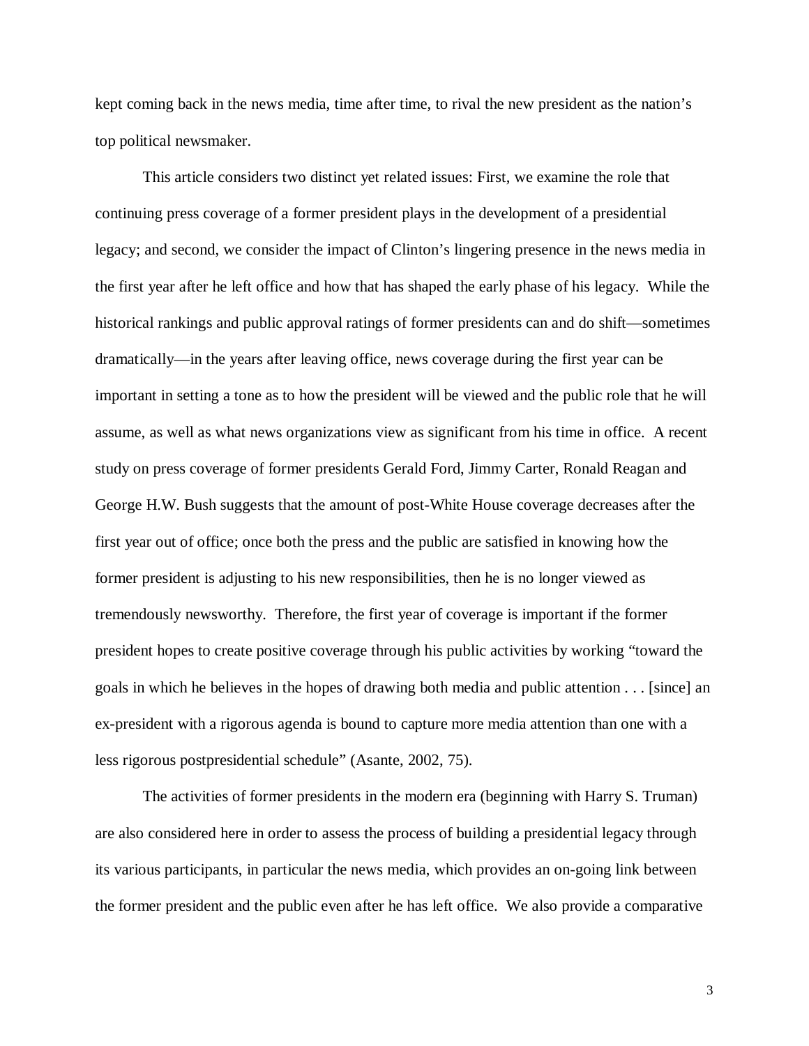kept coming back in the news media, time after time, to rival the new president as the nation's top political newsmaker.

This article considers two distinct yet related issues: First, we examine the role that continuing press coverage of a former president plays in the development of a presidential legacy; and second, we consider the impact of Clinton's lingering presence in the news media in the first year after he left office and how that has shaped the early phase of his legacy. While the historical rankings and public approval ratings of former presidents can and do shift—sometimes dramatically—in the years after leaving office, news coverage during the first year can be important in setting a tone as to how the president will be viewed and the public role that he will assume, as well as what news organizations view as significant from his time in office. A recent study on press coverage of former presidents Gerald Ford, Jimmy Carter, Ronald Reagan and George H.W. Bush suggests that the amount of post-White House coverage decreases after the first year out of office; once both the press and the public are satisfied in knowing how the former president is adjusting to his new responsibilities, then he is no longer viewed as tremendously newsworthy. Therefore, the first year of coverage is important if the former president hopes to create positive coverage through his public activities by working "toward the goals in which he believes in the hopes of drawing both media and public attention . . . [since] an ex-president with a rigorous agenda is bound to capture more media attention than one with a less rigorous postpresidential schedule" (Asante, 2002, 75).

The activities of former presidents in the modern era (beginning with Harry S. Truman) are also considered here in order to assess the process of building a presidential legacy through its various participants, in particular the news media, which provides an on-going link between the former president and the public even after he has left office. We also provide a comparative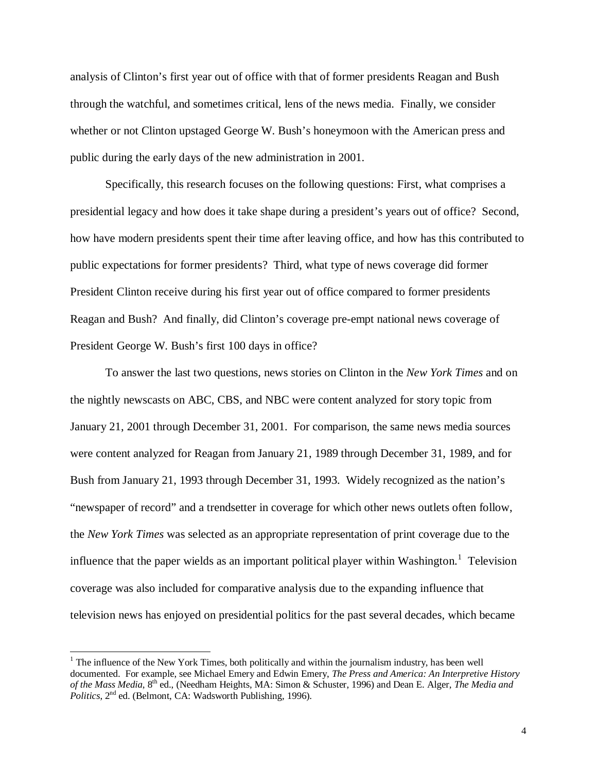analysis of Clinton's first year out of office with that of former presidents Reagan and Bush through the watchful, and sometimes critical, lens of the news media. Finally, we consider whether or not Clinton upstaged George W. Bush's honeymoon with the American press and public during the early days of the new administration in 2001.

Specifically, this research focuses on the following questions: First, what comprises a presidential legacy and how does it take shape during a president's years out of office? Second, how have modern presidents spent their time after leaving office, and how has this contributed to public expectations for former presidents? Third, what type of news coverage did former President Clinton receive during his first year out of office compared to former presidents Reagan and Bush? And finally, did Clinton's coverage pre-empt national news coverage of President George W. Bush's first 100 days in office?

To answer the last two questions, news stories on Clinton in the *New York Times* and on the nightly newscasts on ABC, CBS, and NBC were content analyzed for story topic from January 21, 2001 through December 31, 2001. For comparison, the same news media sources were content analyzed for Reagan from January 21, 1989 through December 31, 1989, and for Bush from January 21, 1993 through December 31, 1993. Widely recognized as the nation's "newspaper of record" and a trendsetter in coverage for which other news outlets often follow, the *New York Times* was selected as an appropriate representation of print coverage due to the influence that the paper wields as an important political player within Washington.[1] Television coverage was also included for comparative analysis due to the expanding influence that television news has enjoyed on presidential politics for the past several decades, which became

[1] The influence of the New York Times, both politically and within the journalism industry, has been well documented. For example, see Michael Emery and Edwin Emery, *The Press and America: An Interpretive History of the Mass Media*, 8th ed., (Needham Heights, MA: Simon & Schuster, 1996) and Dean E. Alger, *The Media and Politics*, 2nd ed. (Belmont, CA: Wadsworth Publishing, 1996).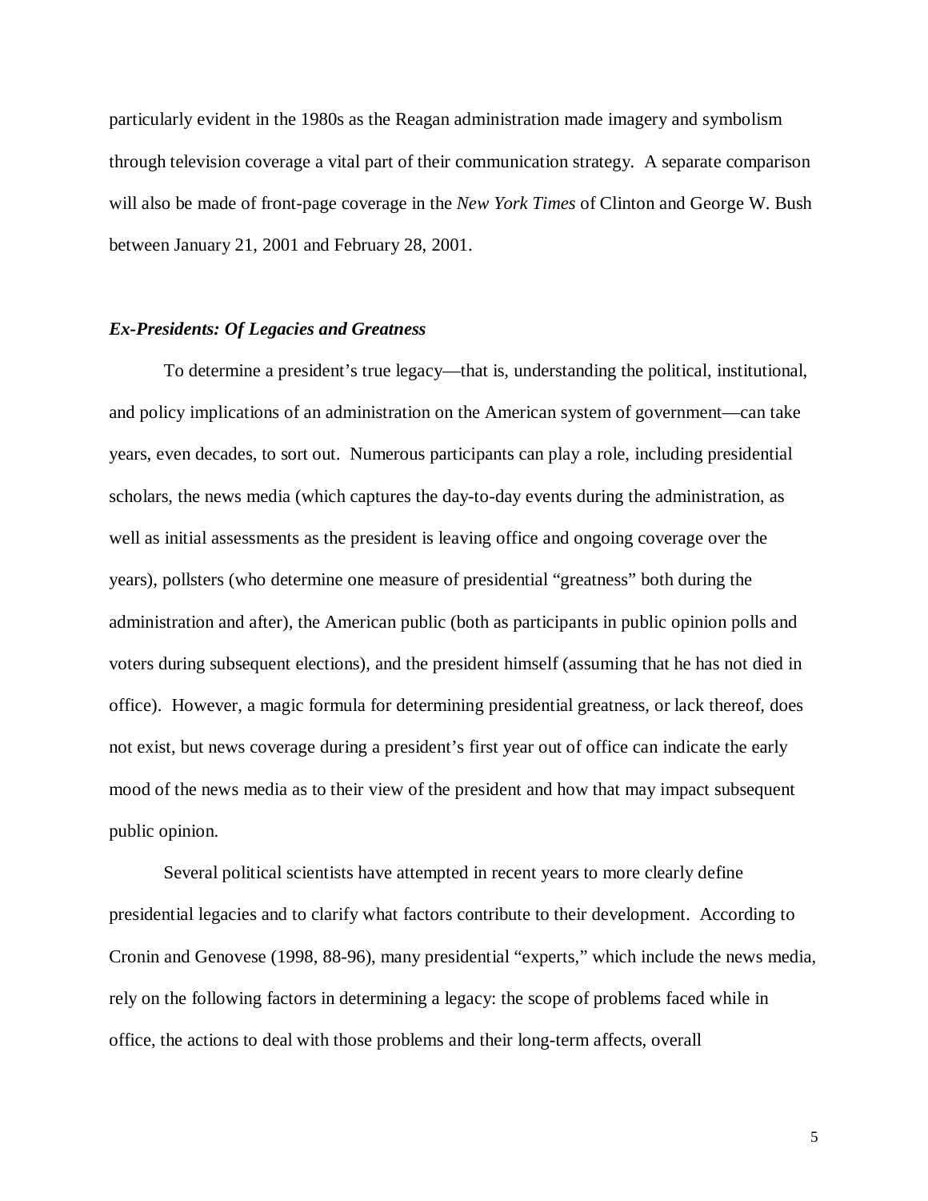particularly evident in the 1980s as the Reagan administration made imagery and symbolism through television coverage a vital part of their communication strategy. A separate comparison will also be made of front-page coverage in the *New York Times* of Clinton and George W. Bush between January 21, 2001 and February 28, 2001.

### *Ex-Presidents: Of Legacies and Greatness*

To determine a president's true legacy—that is, understanding the political, institutional, and policy implications of an administration on the American system of government—can take years, even decades, to sort out. Numerous participants can play a role, including presidential scholars, the news media (which captures the day-to-day events during the administration, as well as initial assessments as the president is leaving office and ongoing coverage over the years), pollsters (who determine one measure of presidential "greatness" both during the administration and after), the American public (both as participants in public opinion polls and voters during subsequent elections), and the president himself (assuming that he has not died in office). However, a magic formula for determining presidential greatness, or lack thereof, does not exist, but news coverage during a president's first year out of office can indicate the early mood of the news media as to their view of the president and how that may impact subsequent public opinion.

Several political scientists have attempted in recent years to more clearly define presidential legacies and to clarify what factors contribute to their development. According to Cronin and Genovese (1998, 88-96), many presidential "experts," which include the news media, rely on the following factors in determining a legacy: the scope of problems faced while in office, the actions to deal with those problems and their long-term affects, overall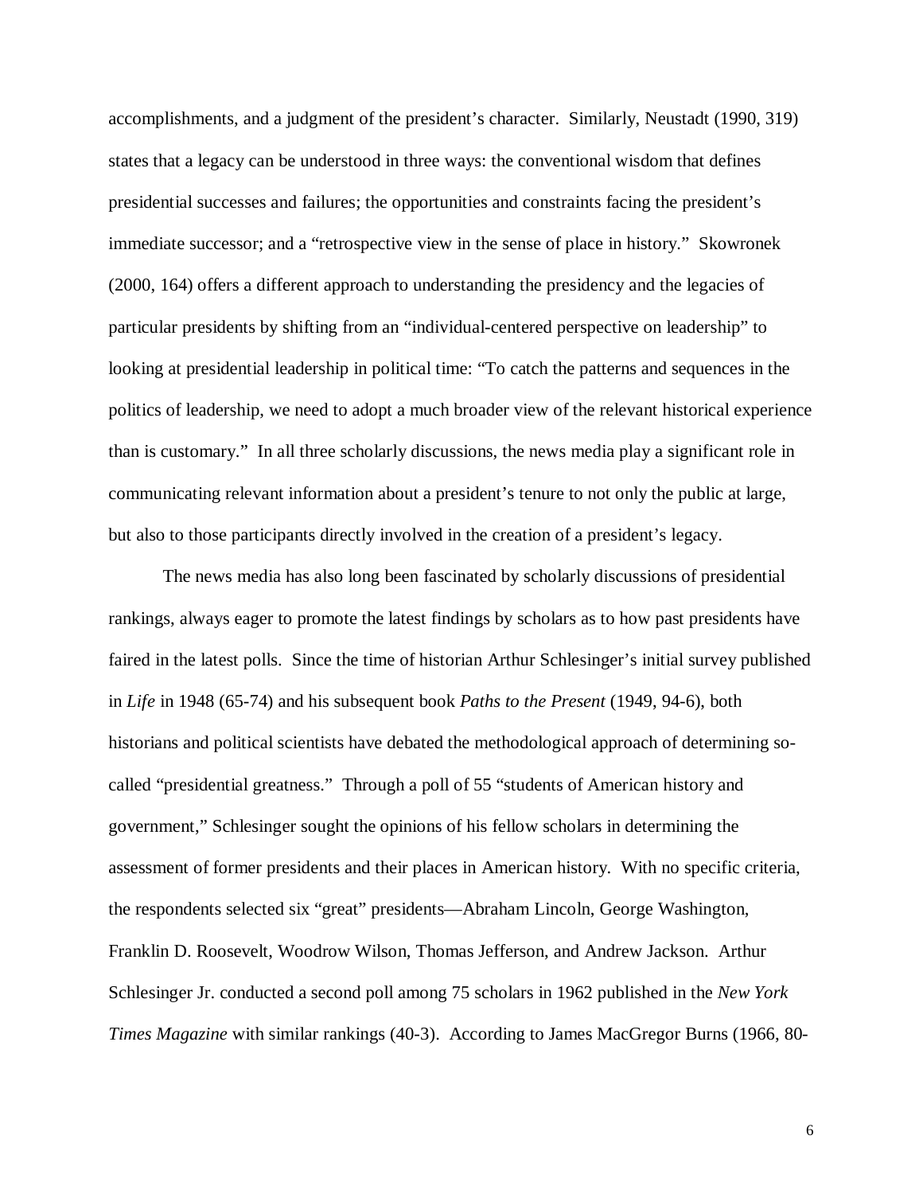accomplishments, and a judgment of the president's character. Similarly, Neustadt (1990, 319) states that a legacy can be understood in three ways: the conventional wisdom that defines presidential successes and failures; the opportunities and constraints facing the president's immediate successor; and a "retrospective view in the sense of place in history." Skowronek (2000, 164) offers a different approach to understanding the presidency and the legacies of particular presidents by shifting from an "individual-centered perspective on leadership" to looking at presidential leadership in political time: "To catch the patterns and sequences in the politics of leadership, we need to adopt a much broader view of the relevant historical experience than is customary." In all three scholarly discussions, the news media play a significant role in communicating relevant information about a president's tenure to not only the public at large, but also to those participants directly involved in the creation of a president's legacy.

The news media has also long been fascinated by scholarly discussions of presidential rankings, always eager to promote the latest findings by scholars as to how past presidents have faired in the latest polls. Since the time of historian Arthur Schlesinger's initial survey published in *Life* in 1948 (65-74) and his subsequent book *Paths to the Present* (1949, 94-6), both historians and political scientists have debated the methodological approach of determining so-called "presidential greatness." Through a poll of 55 "students of American history and government," Schlesinger sought the opinions of his fellow scholars in determining the assessment of former presidents and their places in American history. With no specific criteria, the respondents selected six "great" presidents—Abraham Lincoln, George Washington, Franklin D. Roosevelt, Woodrow Wilson, Thomas Jefferson, and Andrew Jackson. Arthur Schlesinger Jr. conducted a second poll among 75 scholars in 1962 published in the *New York Times Magazine* with similar rankings (40-3). According to James MacGregor Burns (1966, 80-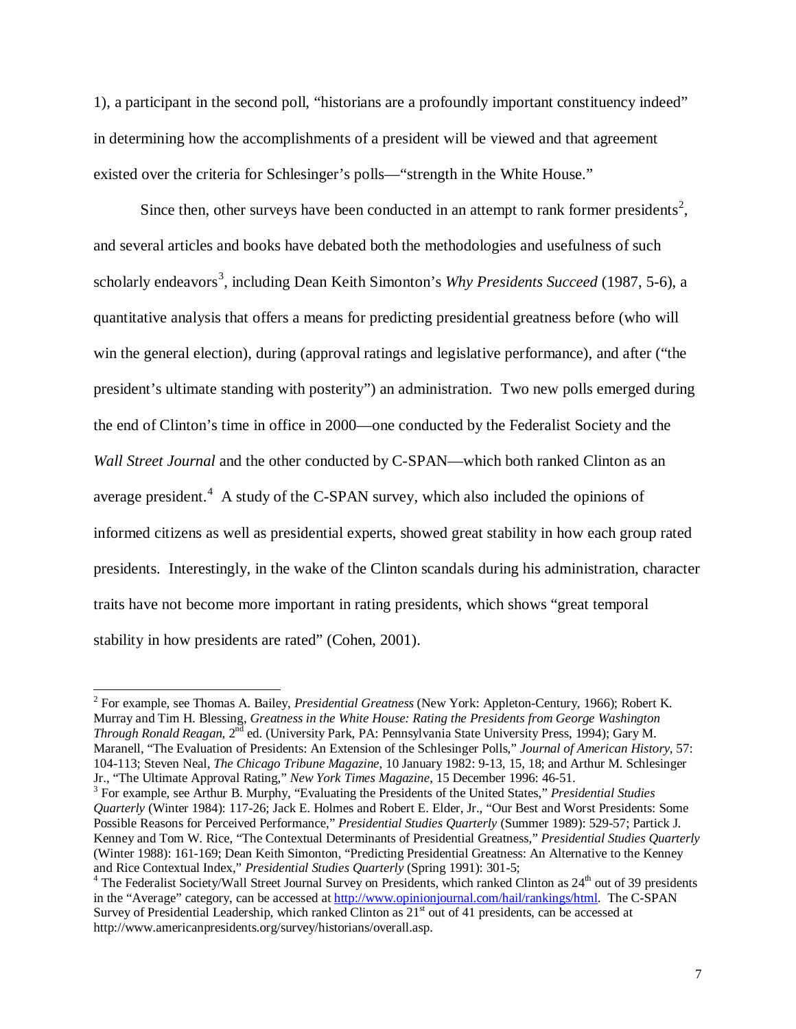1), a participant in the second poll, "historians are a profoundly important constituency indeed" in determining how the accomplishments of a president will be viewed and that agreement existed over the criteria for Schlesinger's polls—"strength in the White House."

Since then, other surveys have been conducted in an attempt to rank former presidents[2], and several articles and books have debated both the methodologies and usefulness of such scholarly endeavors[3], including Dean Keith Simonton's *Why Presidents Succeed* (1987, 5-6), a quantitative analysis that offers a means for predicting presidential greatness before (who will win the general election), during (approval ratings and legislative performance), and after ("the president's ultimate standing with posterity") an administration. Two new polls emerged during the end of Clinton's time in office in 2000—one conducted by the Federalist Society and the *Wall Street Journal* and the other conducted by C-SPAN—which both ranked Clinton as an average president.[4] A study of the C-SPAN survey, which also included the opinions of informed citizens as well as presidential experts, showed great stability in how each group rated presidents. Interestingly, in the wake of the Clinton scandals during his administration, character traits have not become more important in rating presidents, which shows "great temporal stability in how presidents are rated" (Cohen, 2001).

---

[2] For example, see Thomas A. Bailey, *Presidential Greatness* (New York: Appleton-Century, 1966); Robert K. Murray and Tim H. Blessing, *Greatness in the White House: Rating the Presidents from George Washington Through Ronald Reagan*, 2nd ed. (University Park, PA: Pennsylvania State University Press, 1994); Gary M. Maranell, "The Evaluation of Presidents: An Extension of the Schlesinger Polls," *Journal of American History*, 57: 104-113; Steven Neal, *The Chicago Tribune Magazine*, 10 January 1982: 9-13, 15, 18; and Arthur M. Schlesinger Jr., "The Ultimate Approval Rating," *New York Times Magazine*, 15 December 1996: 46-51.

[3] For example, see Arthur B. Murphy, "Evaluating the Presidents of the United States," *Presidential Studies Quarterly* (Winter 1984): 117-26; Jack E. Holmes and Robert E. Elder, Jr., "Our Best and Worst Presidents: Some Possible Reasons for Perceived Performance," *Presidential Studies Quarterly* (Summer 1989): 529-57; Partick J. Kenney and Tom W. Rice, "The Contextual Determinants of Presidential Greatness," *Presidential Studies Quarterly* (Winter 1988): 161-169; Dean Keith Simonton, "Predicting Presidential Greatness: An Alternative to the Kenney and Rice Contextual Index," *Presidential Studies Quarterly* (Spring 1991): 301-5;

[4] The Federalist Society/Wall Street Journal Survey on Presidents, which ranked Clinton as 24th out of 39 presidents in the "Average" category, can be accessed at http://www.opinionjournal.com/hail/rankings/html. The C-SPAN Survey of Presidential Leadership, which ranked Clinton as 21st out of 41 presidents, can be accessed at http://www.americanpresidents.org/survey/historians/overall.asp.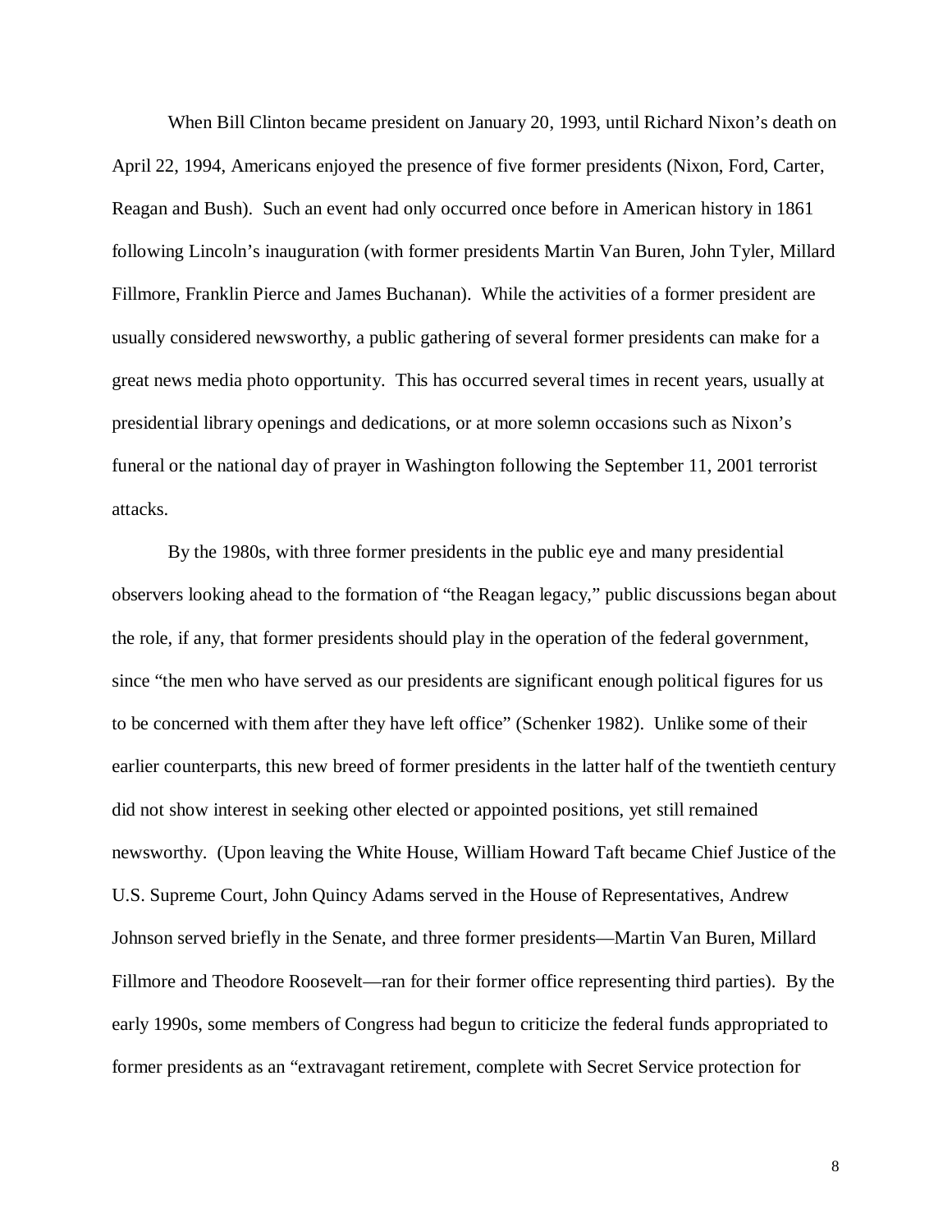When Bill Clinton became president on January 20, 1993, until Richard Nixon's death on April 22, 1994, Americans enjoyed the presence of five former presidents (Nixon, Ford, Carter, Reagan and Bush). Such an event had only occurred once before in American history in 1861 following Lincoln's inauguration (with former presidents Martin Van Buren, John Tyler, Millard Fillmore, Franklin Pierce and James Buchanan). While the activities of a former president are usually considered newsworthy, a public gathering of several former presidents can make for a great news media photo opportunity. This has occurred several times in recent years, usually at presidential library openings and dedications, or at more solemn occasions such as Nixon's funeral or the national day of prayer in Washington following the September 11, 2001 terrorist attacks.

By the 1980s, with three former presidents in the public eye and many presidential observers looking ahead to the formation of "the Reagan legacy," public discussions began about the role, if any, that former presidents should play in the operation of the federal government, since "the men who have served as our presidents are significant enough political figures for us to be concerned with them after they have left office" (Schenker 1982). Unlike some of their earlier counterparts, this new breed of former presidents in the latter half of the twentieth century did not show interest in seeking other elected or appointed positions, yet still remained newsworthy. (Upon leaving the White House, William Howard Taft became Chief Justice of the U.S. Supreme Court, John Quincy Adams served in the House of Representatives, Andrew Johnson served briefly in the Senate, and three former presidents—Martin Van Buren, Millard Fillmore and Theodore Roosevelt—ran for their former office representing third parties). By the early 1990s, some members of Congress had begun to criticize the federal funds appropriated to former presidents as an "extravagant retirement, complete with Secret Service protection for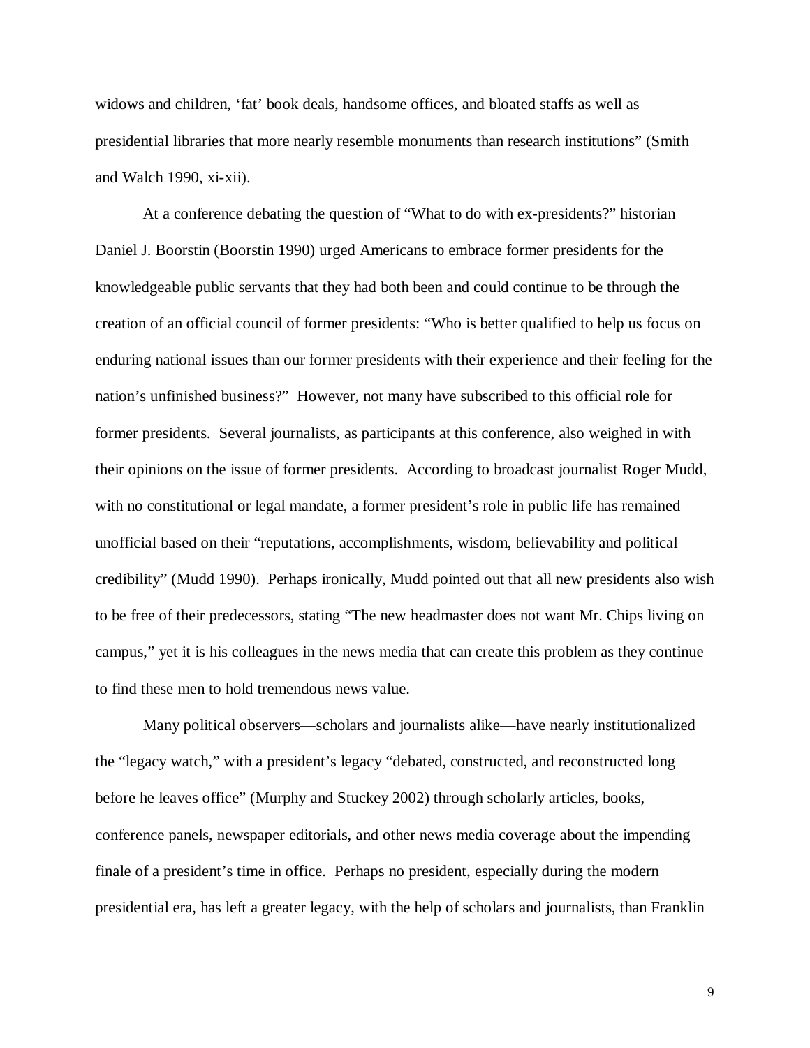widows and children, 'fat' book deals, handsome offices, and bloated staffs as well as presidential libraries that more nearly resemble monuments than research institutions" (Smith and Walch 1990, xi-xii).

At a conference debating the question of "What to do with ex-presidents?" historian Daniel J. Boorstin (Boorstin 1990) urged Americans to embrace former presidents for the knowledgeable public servants that they had both been and could continue to be through the creation of an official council of former presidents: "Who is better qualified to help us focus on enduring national issues than our former presidents with their experience and their feeling for the nation's unfinished business?" However, not many have subscribed to this official role for former presidents. Several journalists, as participants at this conference, also weighed in with their opinions on the issue of former presidents. According to broadcast journalist Roger Mudd, with no constitutional or legal mandate, a former president's role in public life has remained unofficial based on their "reputations, accomplishments, wisdom, believability and political credibility" (Mudd 1990). Perhaps ironically, Mudd pointed out that all new presidents also wish to be free of their predecessors, stating "The new headmaster does not want Mr. Chips living on campus," yet it is his colleagues in the news media that can create this problem as they continue to find these men to hold tremendous news value.

Many political observers—scholars and journalists alike—have nearly institutionalized the "legacy watch," with a president's legacy "debated, constructed, and reconstructed long before he leaves office" (Murphy and Stuckey 2002) through scholarly articles, books, conference panels, newspaper editorials, and other news media coverage about the impending finale of a president's time in office. Perhaps no president, especially during the modern presidential era, has left a greater legacy, with the help of scholars and journalists, than Franklin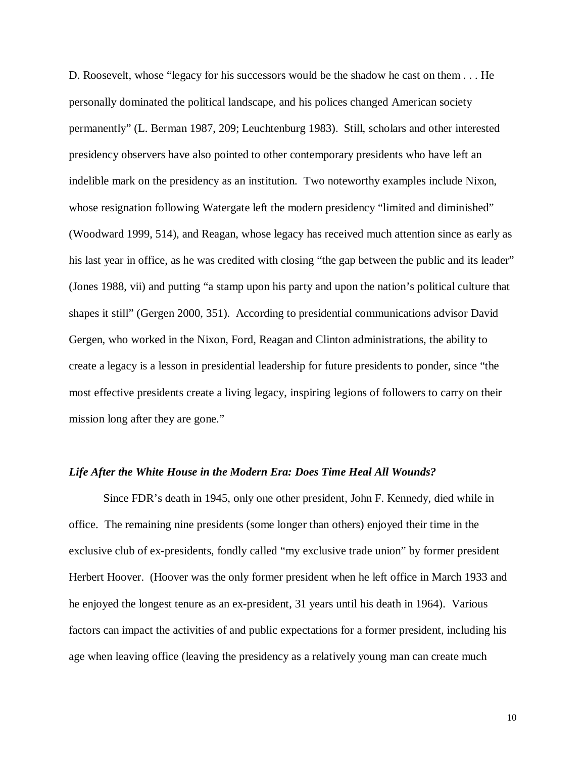D. Roosevelt, whose "legacy for his successors would be the shadow he cast on them . . . He personally dominated the political landscape, and his polices changed American society permanently" (L. Berman 1987, 209; Leuchtenburg 1983). Still, scholars and other interested presidency observers have also pointed to other contemporary presidents who have left an indelible mark on the presidency as an institution. Two noteworthy examples include Nixon, whose resignation following Watergate left the modern presidency "limited and diminished" (Woodward 1999, 514), and Reagan, whose legacy has received much attention since as early as his last year in office, as he was credited with closing "the gap between the public and its leader" (Jones 1988, vii) and putting "a stamp upon his party and upon the nation's political culture that shapes it still" (Gergen 2000, 351). According to presidential communications advisor David Gergen, who worked in the Nixon, Ford, Reagan and Clinton administrations, the ability to create a legacy is a lesson in presidential leadership for future presidents to ponder, since "the most effective presidents create a living legacy, inspiring legions of followers to carry on their mission long after they are gone."

### *Life After the White House in the Modern Era: Does Time Heal All Wounds?*

Since FDR's death in 1945, only one other president, John F. Kennedy, died while in office. The remaining nine presidents (some longer than others) enjoyed their time in the exclusive club of ex-presidents, fondly called "my exclusive trade union" by former president Herbert Hoover. (Hoover was the only former president when he left office in March 1933 and he enjoyed the longest tenure as an ex-president, 31 years until his death in 1964). Various factors can impact the activities of and public expectations for a former president, including his age when leaving office (leaving the presidency as a relatively young man can create much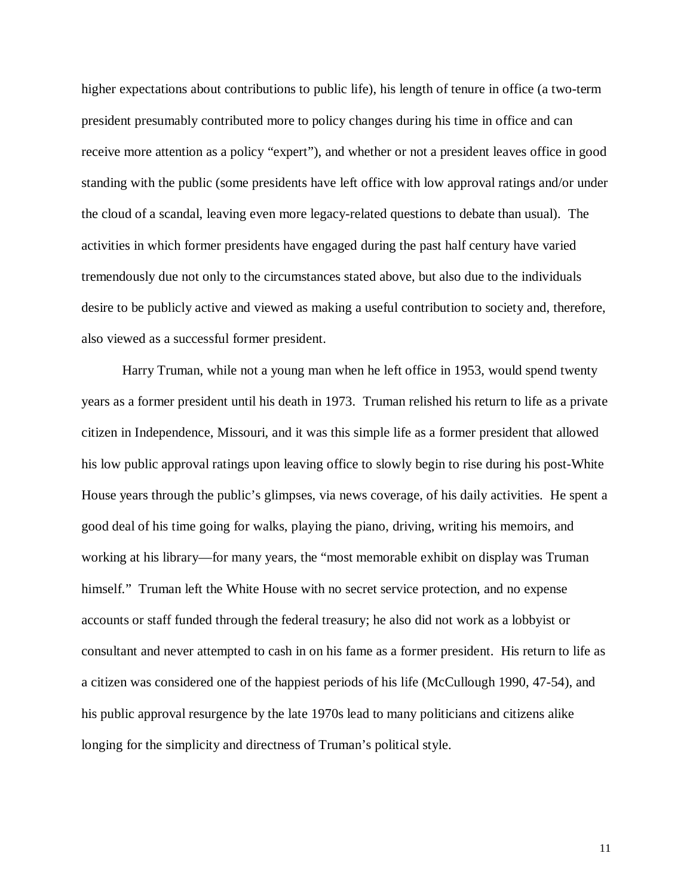higher expectations about contributions to public life), his length of tenure in office (a two-term president presumably contributed more to policy changes during his time in office and can receive more attention as a policy "expert"), and whether or not a president leaves office in good standing with the public (some presidents have left office with low approval ratings and/or under the cloud of a scandal, leaving even more legacy-related questions to debate than usual). The activities in which former presidents have engaged during the past half century have varied tremendously due not only to the circumstances stated above, but also due to the individuals desire to be publicly active and viewed as making a useful contribution to society and, therefore, also viewed as a successful former president.

Harry Truman, while not a young man when he left office in 1953, would spend twenty years as a former president until his death in 1973. Truman relished his return to life as a private citizen in Independence, Missouri, and it was this simple life as a former president that allowed his low public approval ratings upon leaving office to slowly begin to rise during his post-White House years through the public's glimpses, via news coverage, of his daily activities. He spent a good deal of his time going for walks, playing the piano, driving, writing his memoirs, and working at his library—for many years, the "most memorable exhibit on display was Truman himself." Truman left the White House with no secret service protection, and no expense accounts or staff funded through the federal treasury; he also did not work as a lobbyist or consultant and never attempted to cash in on his fame as a former president. His return to life as a citizen was considered one of the happiest periods of his life (McCullough 1990, 47-54), and his public approval resurgence by the late 1970s lead to many politicians and citizens alike longing for the simplicity and directness of Truman's political style.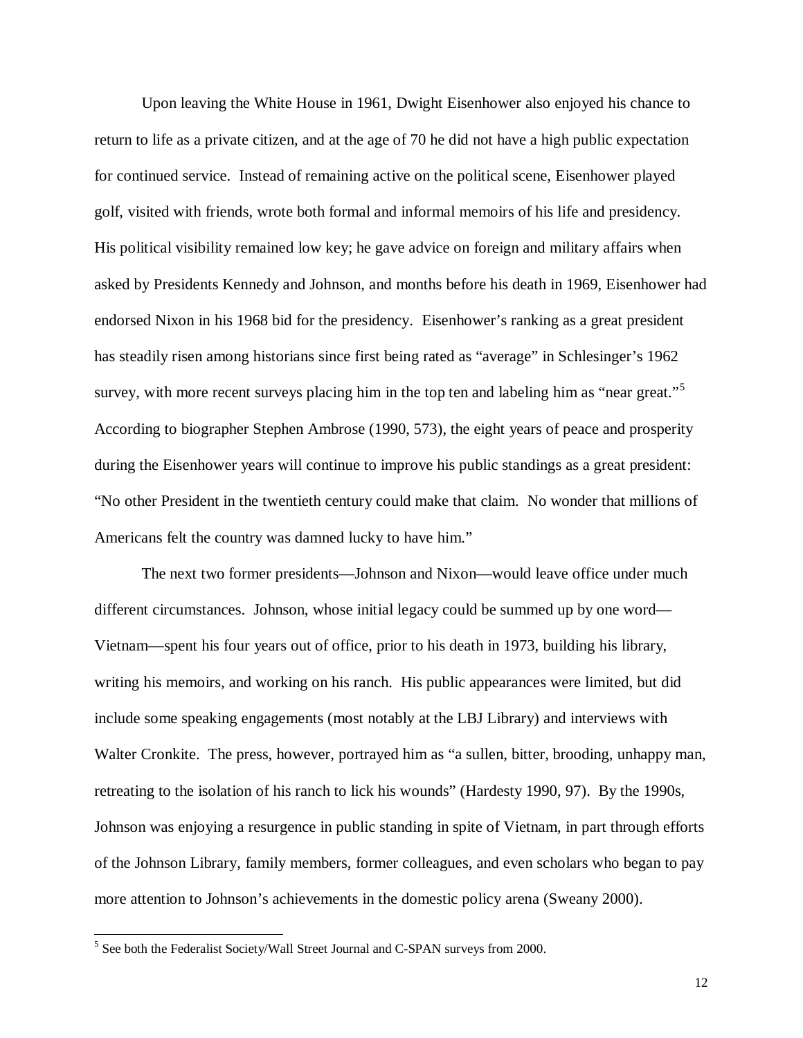Upon leaving the White House in 1961, Dwight Eisenhower also enjoyed his chance to return to life as a private citizen, and at the age of 70 he did not have a high public expectation for continued service. Instead of remaining active on the political scene, Eisenhower played golf, visited with friends, wrote both formal and informal memoirs of his life and presidency. His political visibility remained low key; he gave advice on foreign and military affairs when asked by Presidents Kennedy and Johnson, and months before his death in 1969, Eisenhower had endorsed Nixon in his 1968 bid for the presidency. Eisenhower's ranking as a great president has steadily risen among historians since first being rated as "average" in Schlesinger's 1962 survey, with more recent surveys placing him in the top ten and labeling him as "near great."[5] According to biographer Stephen Ambrose (1990, 573), the eight years of peace and prosperity during the Eisenhower years will continue to improve his public standings as a great president: "No other President in the twentieth century could make that claim. No wonder that millions of Americans felt the country was damned lucky to have him."

The next two former presidents—Johnson and Nixon—would leave office under much different circumstances. Johnson, whose initial legacy could be summed up by one word—Vietnam—spent his four years out of office, prior to his death in 1973, building his library, writing his memoirs, and working on his ranch. His public appearances were limited, but did include some speaking engagements (most notably at the LBJ Library) and interviews with Walter Cronkite. The press, however, portrayed him as "a sullen, bitter, brooding, unhappy man, retreating to the isolation of his ranch to lick his wounds" (Hardesty 1990, 97). By the 1990s, Johnson was enjoying a resurgence in public standing in spite of Vietnam, in part through efforts of the Johnson Library, family members, former colleagues, and even scholars who began to pay more attention to Johnson's achievements in the domestic policy arena (Sweany 2000).

[5] See both the Federalist Society/Wall Street Journal and C-SPAN surveys from 2000.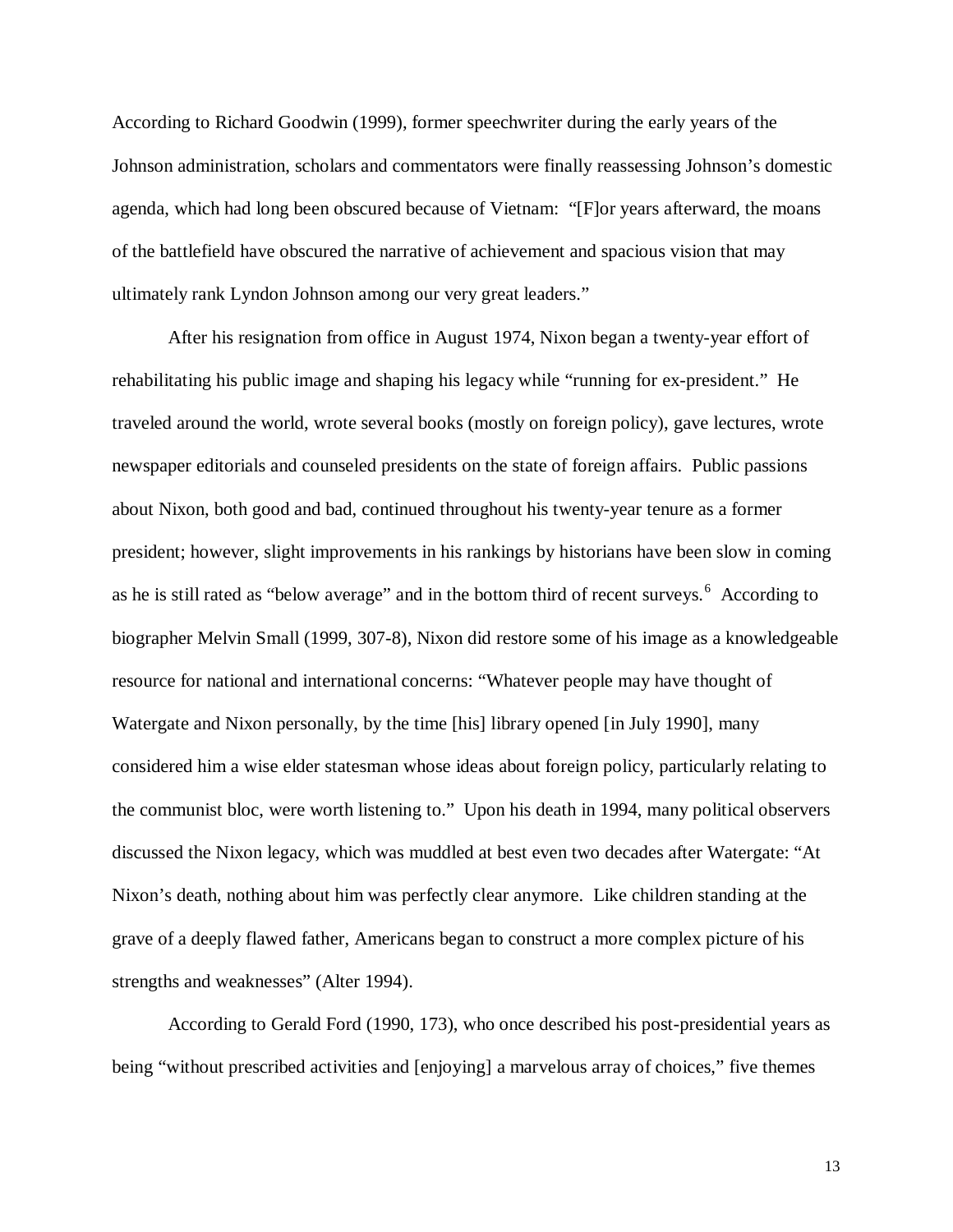According to Richard Goodwin (1999), former speechwriter during the early years of the Johnson administration, scholars and commentators were finally reassessing Johnson's domestic agenda, which had long been obscured because of Vietnam: "[F]or years afterward, the moans of the battlefield have obscured the narrative of achievement and spacious vision that may ultimately rank Lyndon Johnson among our very great leaders."

After his resignation from office in August 1974, Nixon began a twenty-year effort of rehabilitating his public image and shaping his legacy while "running for ex-president." He traveled around the world, wrote several books (mostly on foreign policy), gave lectures, wrote newspaper editorials and counseled presidents on the state of foreign affairs. Public passions about Nixon, both good and bad, continued throughout his twenty-year tenure as a former president; however, slight improvements in his rankings by historians have been slow in coming as he is still rated as "below average" and in the bottom third of recent surveys.[6] According to biographer Melvin Small (1999, 307-8), Nixon did restore some of his image as a knowledgeable resource for national and international concerns: "Whatever people may have thought of Watergate and Nixon personally, by the time [his] library opened [in July 1990], many considered him a wise elder statesman whose ideas about foreign policy, particularly relating to the communist bloc, were worth listening to." Upon his death in 1994, many political observers discussed the Nixon legacy, which was muddled at best even two decades after Watergate: "At Nixon's death, nothing about him was perfectly clear anymore. Like children standing at the grave of a deeply flawed father, Americans began to construct a more complex picture of his strengths and weaknesses" (Alter 1994).

According to Gerald Ford (1990, 173), who once described his post-presidential years as being "without prescribed activities and [enjoying] a marvelous array of choices," five themes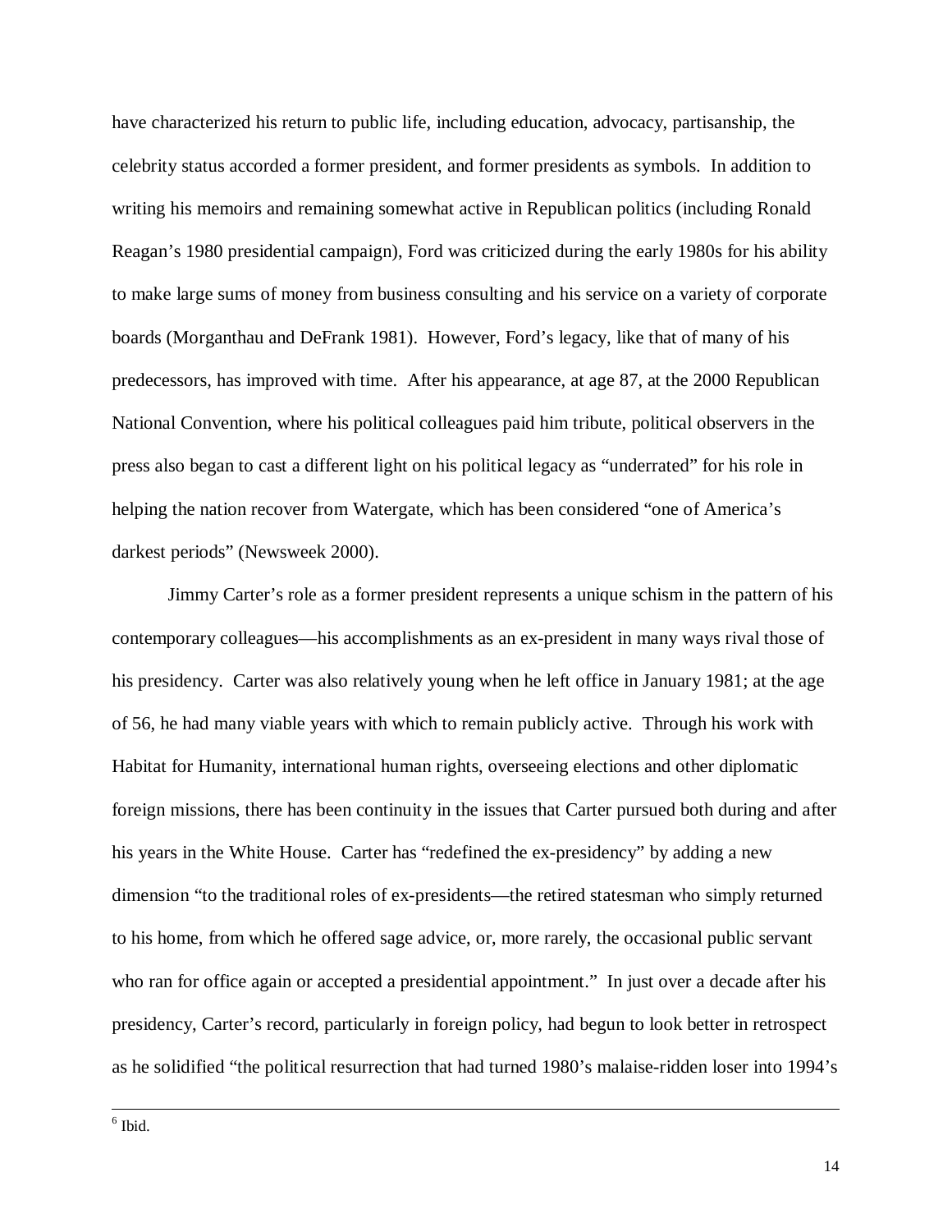have characterized his return to public life, including education, advocacy, partisanship, the celebrity status accorded a former president, and former presidents as symbols. In addition to writing his memoirs and remaining somewhat active in Republican politics (including Ronald Reagan's 1980 presidential campaign), Ford was criticized during the early 1980s for his ability to make large sums of money from business consulting and his service on a variety of corporate boards (Morganthau and DeFrank 1981). However, Ford's legacy, like that of many of his predecessors, has improved with time. After his appearance, at age 87, at the 2000 Republican National Convention, where his political colleagues paid him tribute, political observers in the press also began to cast a different light on his political legacy as "underrated" for his role in helping the nation recover from Watergate, which has been considered "one of America's darkest periods" (Newsweek 2000).

Jimmy Carter's role as a former president represents a unique schism in the pattern of his contemporary colleagues—his accomplishments as an ex-president in many ways rival those of his presidency. Carter was also relatively young when he left office in January 1981; at the age of 56, he had many viable years with which to remain publicly active. Through his work with Habitat for Humanity, international human rights, overseeing elections and other diplomatic foreign missions, there has been continuity in the issues that Carter pursued both during and after his years in the White House. Carter has "redefined the ex-presidency" by adding a new dimension "to the traditional roles of ex-presidents—the retired statesman who simply returned to his home, from which he offered sage advice, or, more rarely, the occasional public servant who ran for office again or accepted a presidential appointment." In just over a decade after his presidency, Carter's record, particularly in foreign policy, had begun to look better in retrospect as he solidified "the political resurrection that had turned 1980's malaise-ridden loser into 1994's

---

[6] Ibid.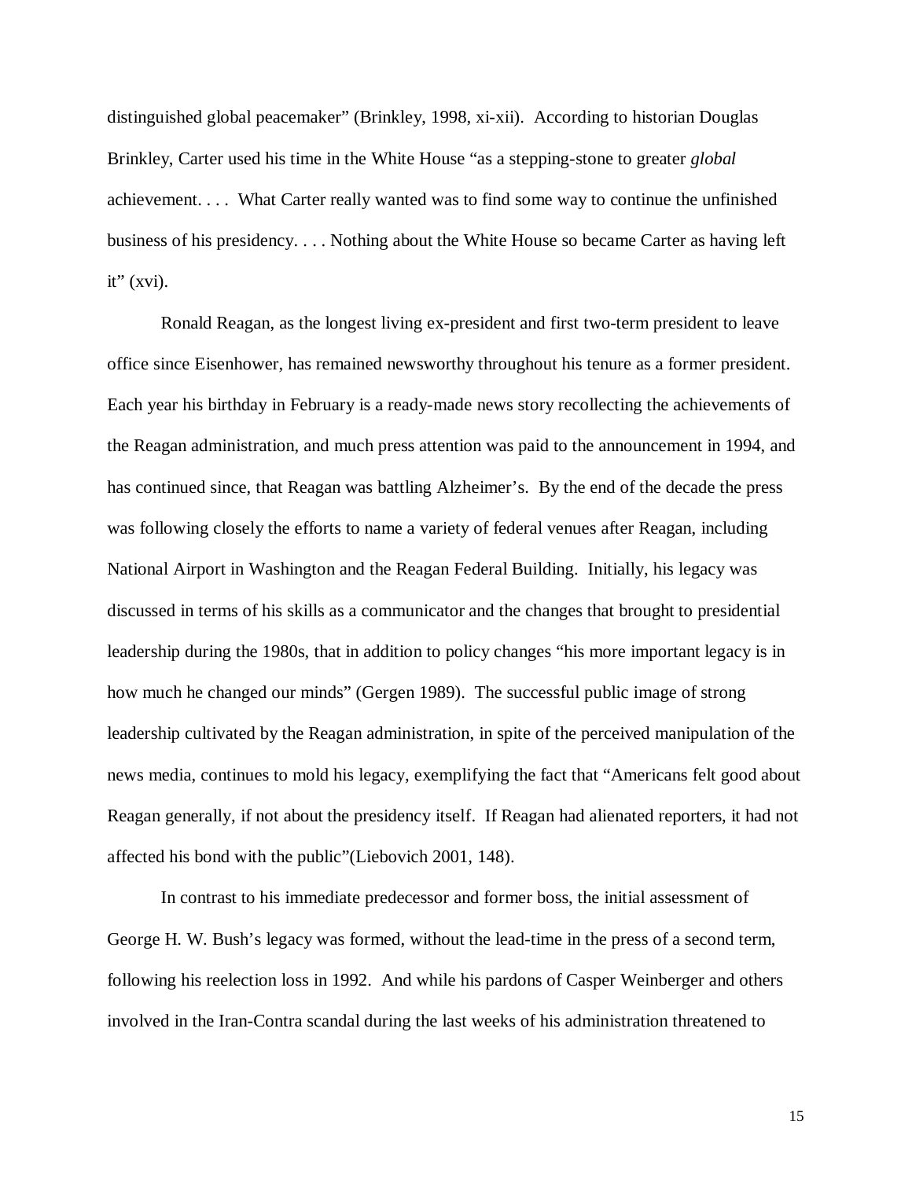distinguished global peacemaker" (Brinkley, 1998, xi-xii). According to historian Douglas Brinkley, Carter used his time in the White House "as a stepping-stone to greater *global* achievement. . . . What Carter really wanted was to find some way to continue the unfinished business of his presidency. . . . Nothing about the White House so became Carter as having left it" (xvi).

Ronald Reagan, as the longest living ex-president and first two-term president to leave office since Eisenhower, has remained newsworthy throughout his tenure as a former president. Each year his birthday in February is a ready-made news story recollecting the achievements of the Reagan administration, and much press attention was paid to the announcement in 1994, and has continued since, that Reagan was battling Alzheimer's. By the end of the decade the press was following closely the efforts to name a variety of federal venues after Reagan, including National Airport in Washington and the Reagan Federal Building. Initially, his legacy was discussed in terms of his skills as a communicator and the changes that brought to presidential leadership during the 1980s, that in addition to policy changes "his more important legacy is in how much he changed our minds" (Gergen 1989). The successful public image of strong leadership cultivated by the Reagan administration, in spite of the perceived manipulation of the news media, continues to mold his legacy, exemplifying the fact that "Americans felt good about Reagan generally, if not about the presidency itself. If Reagan had alienated reporters, it had not affected his bond with the public"(Liebovich 2001, 148).

In contrast to his immediate predecessor and former boss, the initial assessment of George H. W. Bush's legacy was formed, without the lead-time in the press of a second term, following his reelection loss in 1992. And while his pardons of Casper Weinberger and others involved in the Iran-Contra scandal during the last weeks of his administration threatened to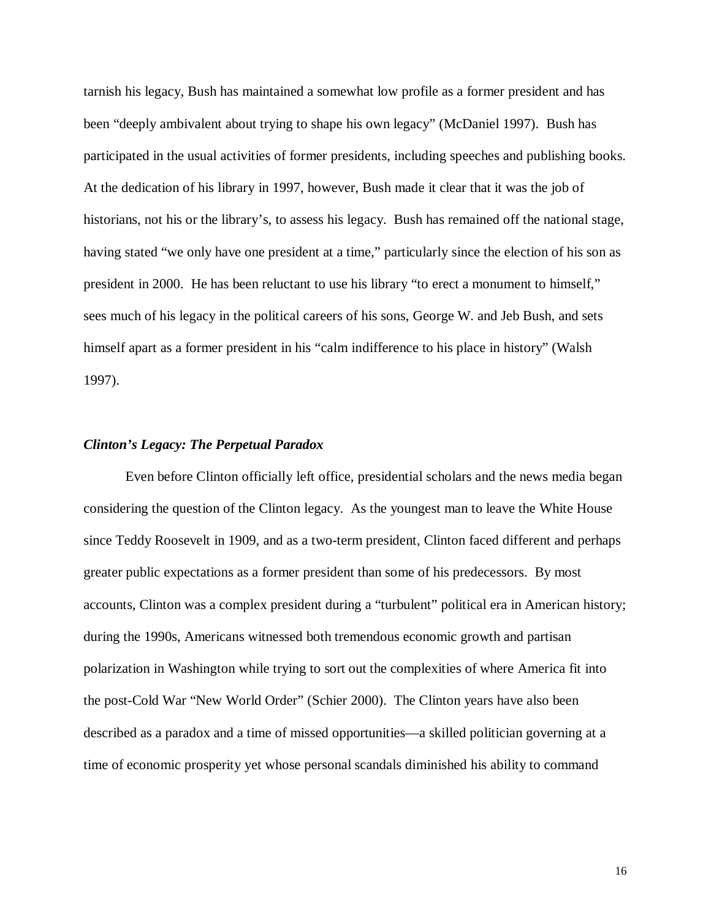tarnish his legacy, Bush has maintained a somewhat low profile as a former president and has been "deeply ambivalent about trying to shape his own legacy" (McDaniel 1997). Bush has participated in the usual activities of former presidents, including speeches and publishing books. At the dedication of his library in 1997, however, Bush made it clear that it was the job of historians, not his or the library's, to assess his legacy. Bush has remained off the national stage, having stated "we only have one president at a time," particularly since the election of his son as president in 2000. He has been reluctant to use his library "to erect a monument to himself," sees much of his legacy in the political careers of his sons, George W. and Jeb Bush, and sets himself apart as a former president in his "calm indifference to his place in history" (Walsh 1997).

### *Clinton's Legacy: The Perpetual Paradox*

Even before Clinton officially left office, presidential scholars and the news media began considering the question of the Clinton legacy. As the youngest man to leave the White House since Teddy Roosevelt in 1909, and as a two-term president, Clinton faced different and perhaps greater public expectations as a former president than some of his predecessors. By most accounts, Clinton was a complex president during a "turbulent" political era in American history; during the 1990s, Americans witnessed both tremendous economic growth and partisan polarization in Washington while trying to sort out the complexities of where America fit into the post-Cold War "New World Order" (Schier 2000). The Clinton years have also been described as a paradox and a time of missed opportunities—a skilled politician governing at a time of economic prosperity yet whose personal scandals diminished his ability to command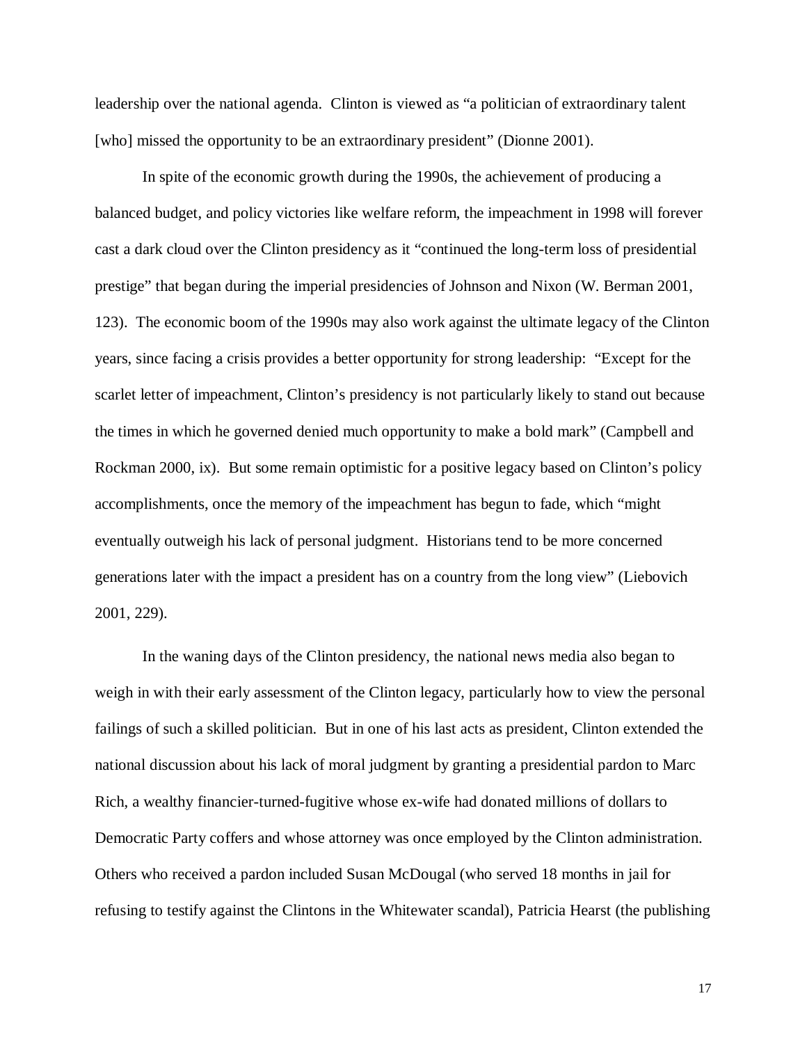leadership over the national agenda. Clinton is viewed as "a politician of extraordinary talent [who] missed the opportunity to be an extraordinary president" (Dionne 2001).

In spite of the economic growth during the 1990s, the achievement of producing a balanced budget, and policy victories like welfare reform, the impeachment in 1998 will forever cast a dark cloud over the Clinton presidency as it "continued the long-term loss of presidential prestige" that began during the imperial presidencies of Johnson and Nixon (W. Berman 2001, 123). The economic boom of the 1990s may also work against the ultimate legacy of the Clinton years, since facing a crisis provides a better opportunity for strong leadership: "Except for the scarlet letter of impeachment, Clinton's presidency is not particularly likely to stand out because the times in which he governed denied much opportunity to make a bold mark" (Campbell and Rockman 2000, ix). But some remain optimistic for a positive legacy based on Clinton's policy accomplishments, once the memory of the impeachment has begun to fade, which "might eventually outweigh his lack of personal judgment. Historians tend to be more concerned generations later with the impact a president has on a country from the long view" (Liebovich 2001, 229).

In the waning days of the Clinton presidency, the national news media also began to weigh in with their early assessment of the Clinton legacy, particularly how to view the personal failings of such a skilled politician. But in one of his last acts as president, Clinton extended the national discussion about his lack of moral judgment by granting a presidential pardon to Marc Rich, a wealthy financier-turned-fugitive whose ex-wife had donated millions of dollars to Democratic Party coffers and whose attorney was once employed by the Clinton administration. Others who received a pardon included Susan McDougal (who served 18 months in jail for refusing to testify against the Clintons in the Whitewater scandal), Patricia Hearst (the publishing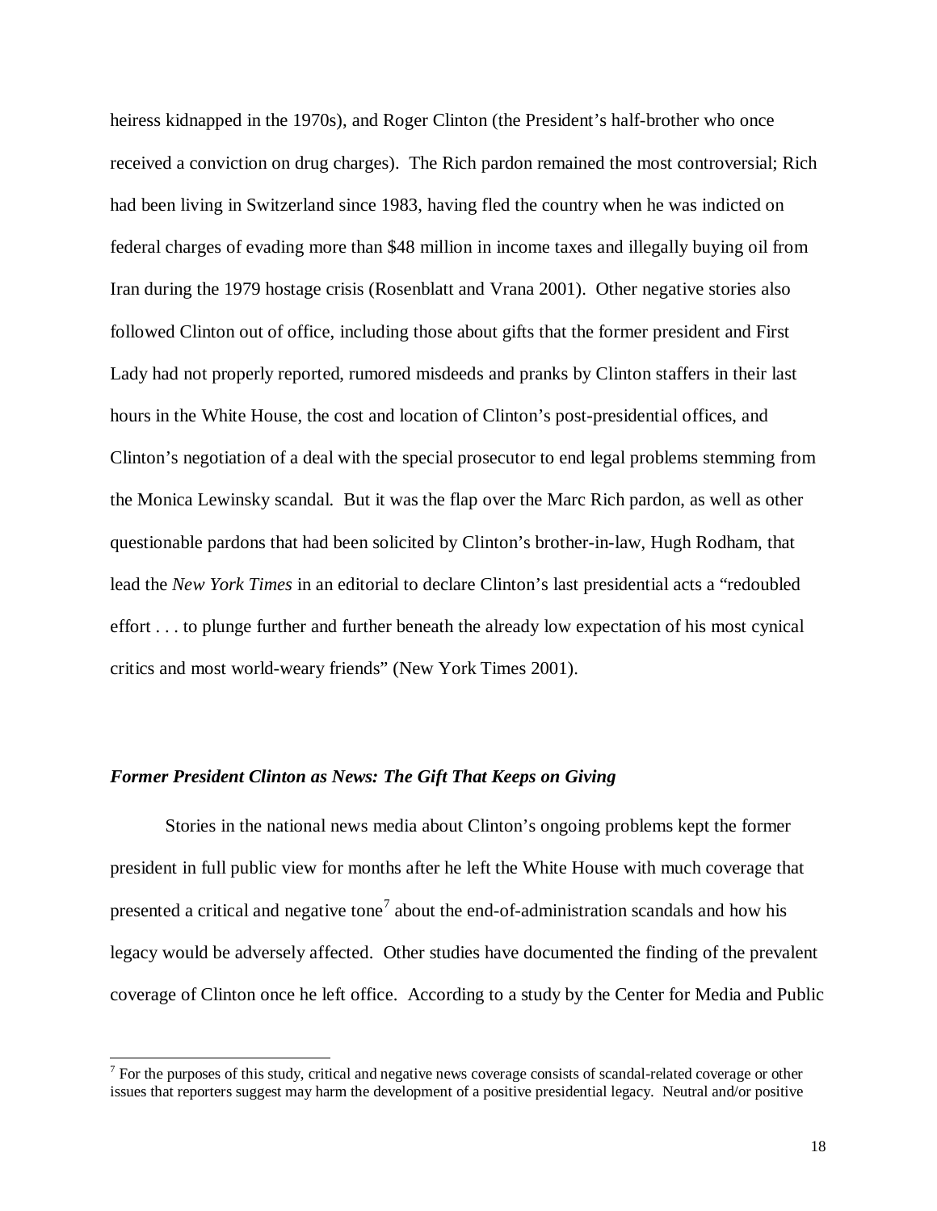heiress kidnapped in the 1970s), and Roger Clinton (the President's half-brother who once received a conviction on drug charges). The Rich pardon remained the most controversial; Rich had been living in Switzerland since 1983, having fled the country when he was indicted on federal charges of evading more than $48 million in income taxes and illegally buying oil from Iran during the 1979 hostage crisis (Rosenblatt and Vrana 2001). Other negative stories also followed Clinton out of office, including those about gifts that the former president and First Lady had not properly reported, rumored misdeeds and pranks by Clinton staffers in their last hours in the White House, the cost and location of Clinton's post-presidential offices, and Clinton's negotiation of a deal with the special prosecutor to end legal problems stemming from the Monica Lewinsky scandal. But it was the flap over the Marc Rich pardon, as well as other questionable pardons that had been solicited by Clinton's brother-in-law, Hugh Rodham, that lead the *New York Times* in an editorial to declare Clinton's last presidential acts a "redoubled effort . . . to plunge further and further beneath the already low expectation of his most cynical critics and most world-weary friends" (New York Times 2001).

### ***Former President Clinton as News: The Gift That Keeps on Giving***

Stories in the national news media about Clinton's ongoing problems kept the former president in full public view for months after he left the White House with much coverage that presented a critical and negative tone[7] about the end-of-administration scandals and how his legacy would be adversely affected. Other studies have documented the finding of the prevalent coverage of Clinton once he left office. According to a study by the Center for Media and Public

[7] For the purposes of this study, critical and negative news coverage consists of scandal-related coverage or other issues that reporters suggest may harm the development of a positive presidential legacy. Neutral and/or positive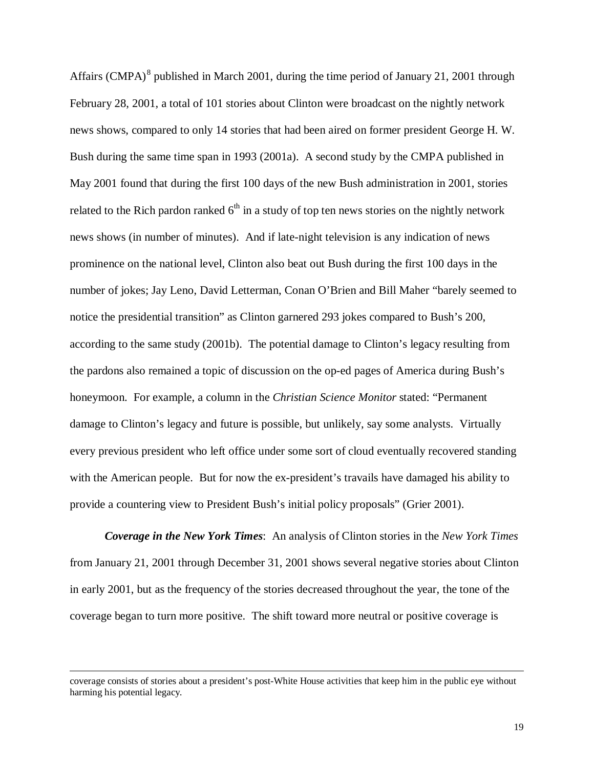Affairs (CMPA)[8] published in March 2001, during the time period of January 21, 2001 through February 28, 2001, a total of 101 stories about Clinton were broadcast on the nightly network news shows, compared to only 14 stories that had been aired on former president George H. W. Bush during the same time span in 1993 (2001a). A second study by the CMPA published in May 2001 found that during the first 100 days of the new Bush administration in 2001, stories related to the Rich pardon ranked 6th in a study of top ten news stories on the nightly network news shows (in number of minutes). And if late-night television is any indication of news prominence on the national level, Clinton also beat out Bush during the first 100 days in the number of jokes; Jay Leno, David Letterman, Conan O'Brien and Bill Maher "barely seemed to notice the presidential transition" as Clinton garnered 293 jokes compared to Bush's 200, according to the same study (2001b). The potential damage to Clinton's legacy resulting from the pardons also remained a topic of discussion on the op-ed pages of America during Bush's honeymoon. For example, a column in the *Christian Science Monitor* stated: "Permanent damage to Clinton's legacy and future is possible, but unlikely, say some analysts. Virtually every previous president who left office under some sort of cloud eventually recovered standing with the American people. But for now the ex-president's travails have damaged his ability to provide a countering view to President Bush's initial policy proposals" (Grier 2001).

***Coverage in the New York Times***: An analysis of Clinton stories in the *New York Times* from January 21, 2001 through December 31, 2001 shows several negative stories about Clinton in early 2001, but as the frequency of the stories decreased throughout the year, the tone of the coverage began to turn more positive. The shift toward more neutral or positive coverage is

---

coverage consists of stories about a president's post-White House activities that keep him in the public eye without harming his potential legacy.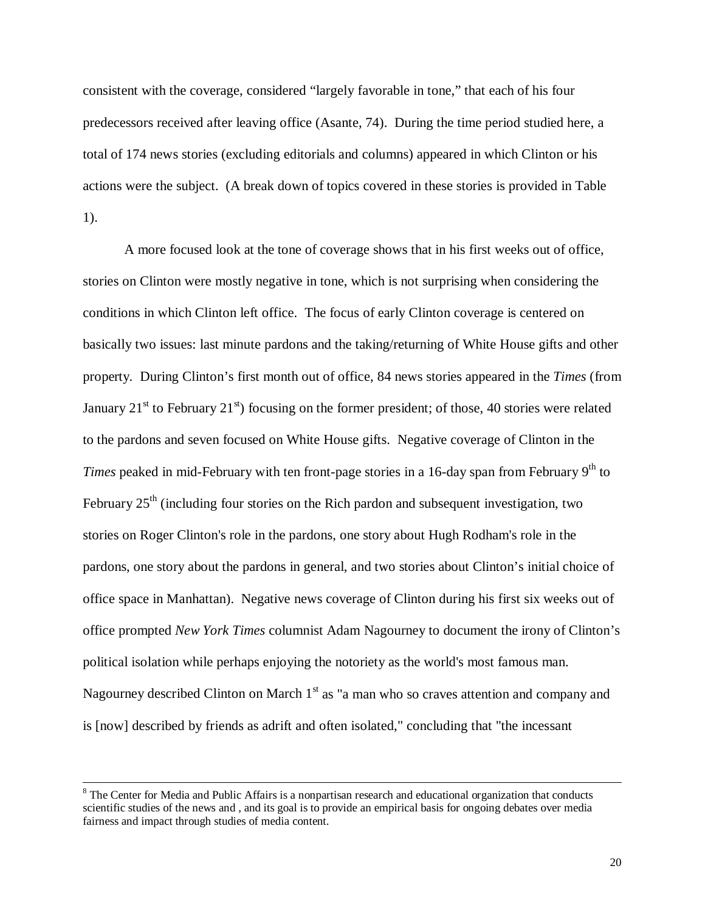consistent with the coverage, considered "largely favorable in tone," that each of his four predecessors received after leaving office (Asante, 74). During the time period studied here, a total of 174 news stories (excluding editorials and columns) appeared in which Clinton or his actions were the subject. (A break down of topics covered in these stories is provided in Table 1).

A more focused look at the tone of coverage shows that in his first weeks out of office, stories on Clinton were mostly negative in tone, which is not surprising when considering the conditions in which Clinton left office. The focus of early Clinton coverage is centered on basically two issues: last minute pardons and the taking/returning of White House gifts and other property. During Clinton's first month out of office, 84 news stories appeared in the *Times* (from January 21st to February 21st) focusing on the former president; of those, 40 stories were related to the pardons and seven focused on White House gifts. Negative coverage of Clinton in the *Times* peaked in mid-February with ten front-page stories in a 16-day span from February 9th to February 25th (including four stories on the Rich pardon and subsequent investigation, two stories on Roger Clinton's role in the pardons, one story about Hugh Rodham's role in the pardons, one story about the pardons in general, and two stories about Clinton's initial choice of office space in Manhattan). Negative news coverage of Clinton during his first six weeks out of office prompted *New York Times* columnist Adam Nagourney to document the irony of Clinton's political isolation while perhaps enjoying the notoriety as the world's most famous man. Nagourney described Clinton on March 1st as "a man who so craves attention and company and is [now] described by friends as adrift and often isolated," concluding that "the incessant

---

[8] The Center for Media and Public Affairs is a nonpartisan research and educational organization that conducts scientific studies of the news and , and its goal is to provide an empirical basis for ongoing debates over media fairness and impact through studies of media content.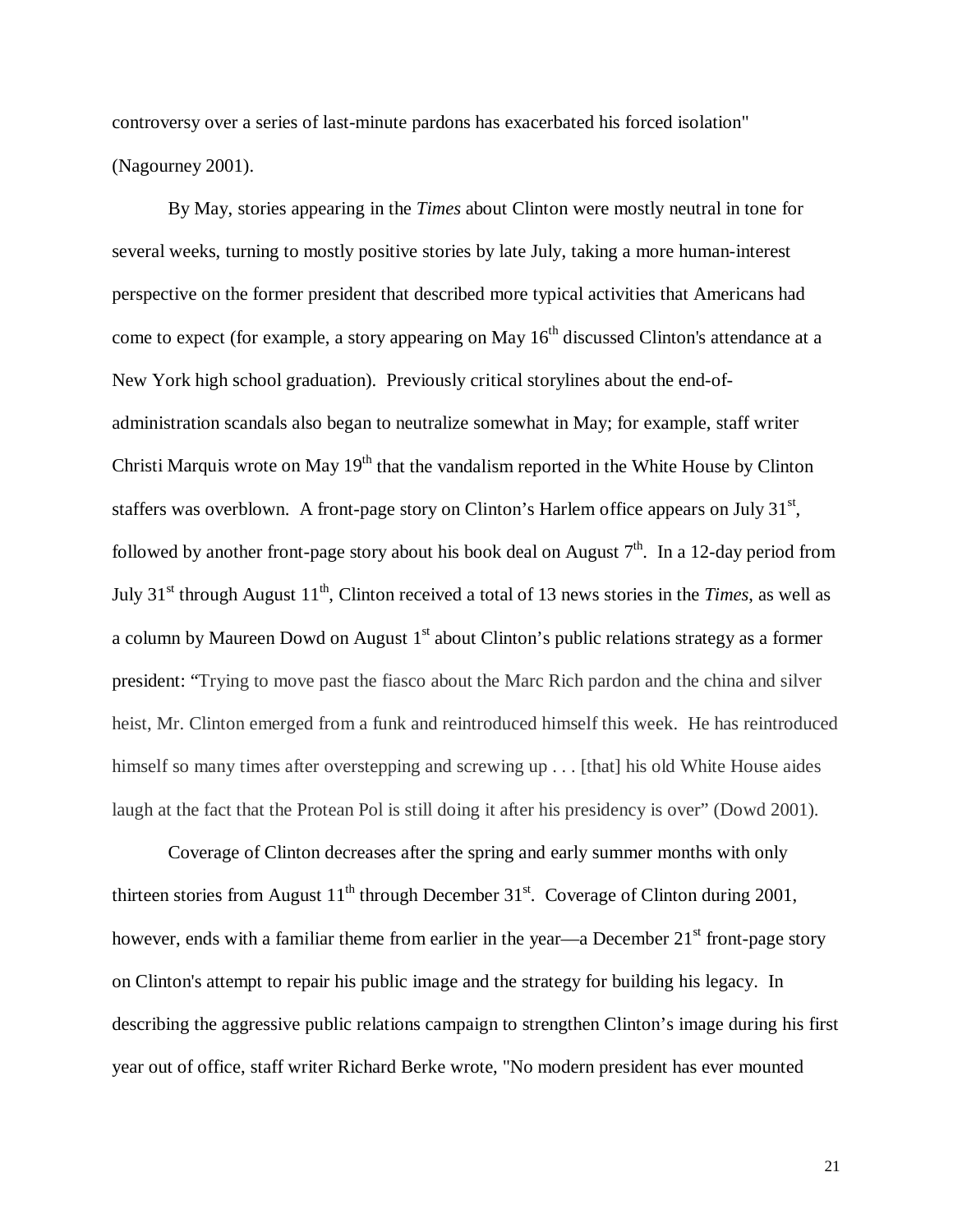controversy over a series of last-minute pardons has exacerbated his forced isolation" (Nagourney 2001).

By May, stories appearing in the *Times* about Clinton were mostly neutral in tone for several weeks, turning to mostly positive stories by late July, taking a more human-interest perspective on the former president that described more typical activities that Americans had come to expect (for example, a story appearing on May 16th discussed Clinton's attendance at a New York high school graduation). Previously critical storylines about the end-of-administration scandals also began to neutralize somewhat in May; for example, staff writer Christi Marquis wrote on May 19th that the vandalism reported in the White House by Clinton staffers was overblown. A front-page story on Clinton's Harlem office appears on July 31st, followed by another front-page story about his book deal on August 7th. In a 12-day period from July 31st through August 11th, Clinton received a total of 13 news stories in the *Times*, as well as a column by Maureen Dowd on August 1st about Clinton's public relations strategy as a former president: "Trying to move past the fiasco about the Marc Rich pardon and the china and silver heist, Mr. Clinton emerged from a funk and reintroduced himself this week. He has reintroduced himself so many times after overstepping and screwing up . . . [that] his old White House aides laugh at the fact that the Protean Pol is still doing it after his presidency is over" (Dowd 2001).

Coverage of Clinton decreases after the spring and early summer months with only thirteen stories from August 11th through December 31st. Coverage of Clinton during 2001, however, ends with a familiar theme from earlier in the year—a December 21st front-page story on Clinton's attempt to repair his public image and the strategy for building his legacy. In describing the aggressive public relations campaign to strengthen Clinton's image during his first year out of office, staff writer Richard Berke wrote, "No modern president has ever mounted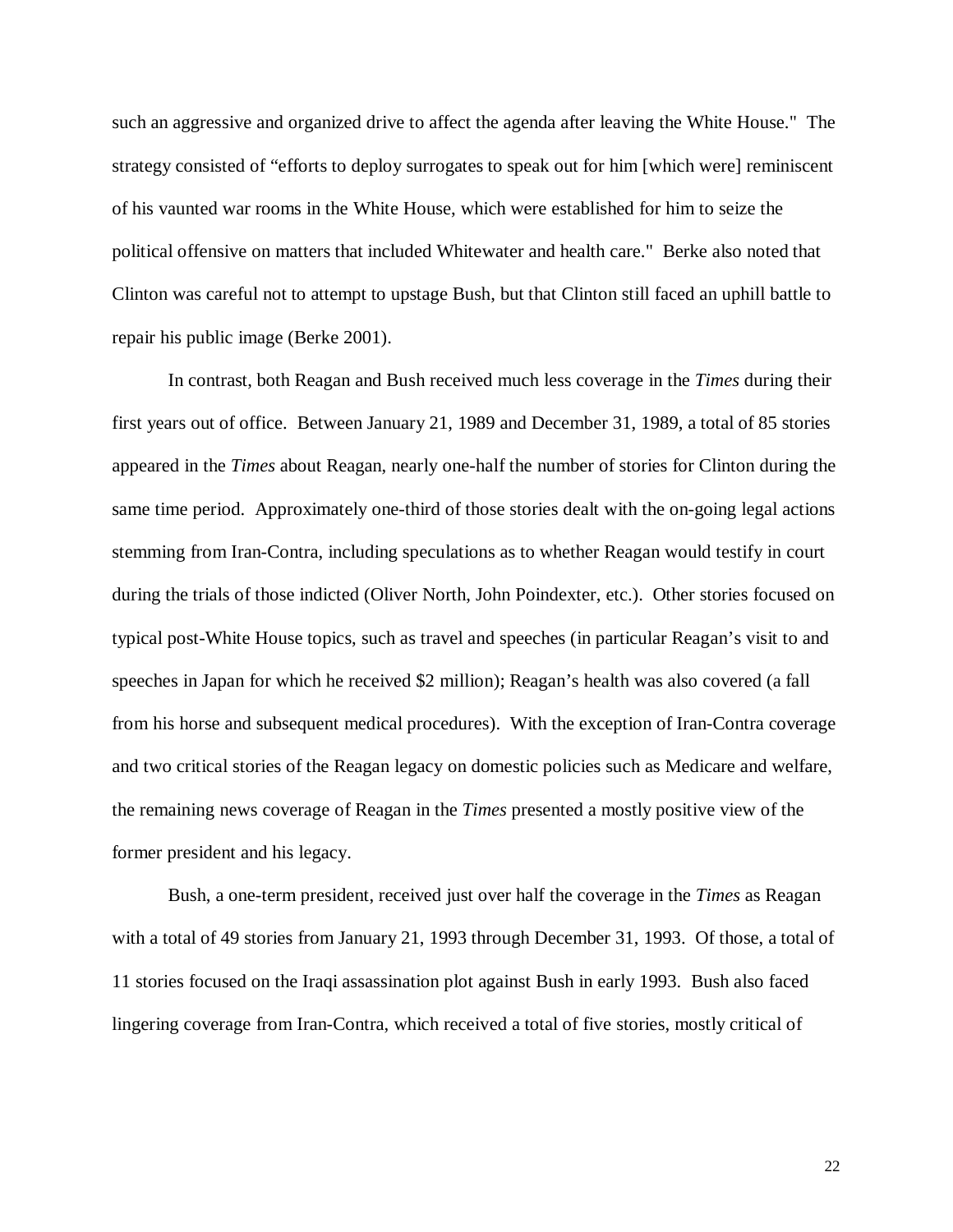such an aggressive and organized drive to affect the agenda after leaving the White House." The strategy consisted of "efforts to deploy surrogates to speak out for him [which were] reminiscent of his vaunted war rooms in the White House, which were established for him to seize the political offensive on matters that included Whitewater and health care." Berke also noted that Clinton was careful not to attempt to upstage Bush, but that Clinton still faced an uphill battle to repair his public image (Berke 2001).

In contrast, both Reagan and Bush received much less coverage in the *Times* during their first years out of office. Between January 21, 1989 and December 31, 1989, a total of 85 stories appeared in the *Times* about Reagan, nearly one-half the number of stories for Clinton during the same time period. Approximately one-third of those stories dealt with the on-going legal actions stemming from Iran-Contra, including speculations as to whether Reagan would testify in court during the trials of those indicted (Oliver North, John Poindexter, etc.). Other stories focused on typical post-White House topics, such as travel and speeches (in particular Reagan's visit to and speeches in Japan for which he received $2 million); Reagan's health was also covered (a fall from his horse and subsequent medical procedures). With the exception of Iran-Contra coverage and two critical stories of the Reagan legacy on domestic policies such as Medicare and welfare, the remaining news coverage of Reagan in the *Times* presented a mostly positive view of the former president and his legacy.

Bush, a one-term president, received just over half the coverage in the *Times* as Reagan with a total of 49 stories from January 21, 1993 through December 31, 1993. Of those, a total of 11 stories focused on the Iraqi assassination plot against Bush in early 1993. Bush also faced lingering coverage from Iran-Contra, which received a total of five stories, mostly critical of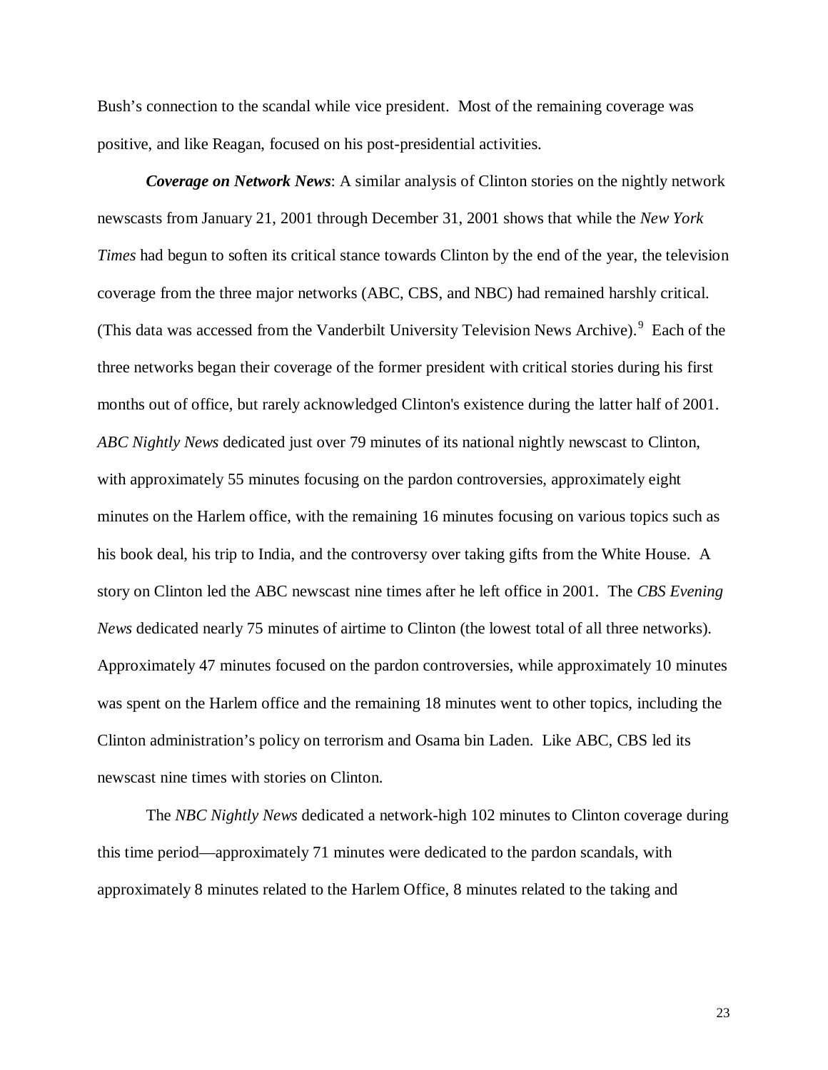Bush's connection to the scandal while vice president. Most of the remaining coverage was positive, and like Reagan, focused on his post-presidential activities.

***Coverage on Network News***: A similar analysis of Clinton stories on the nightly network newscasts from January 21, 2001 through December 31, 2001 shows that while the *New York Times* had begun to soften its critical stance towards Clinton by the end of the year, the television coverage from the three major networks (ABC, CBS, and NBC) had remained harshly critical. (This data was accessed from the Vanderbilt University Television News Archive).[9] Each of the three networks began their coverage of the former president with critical stories during his first months out of office, but rarely acknowledged Clinton's existence during the latter half of 2001. *ABC Nightly News* dedicated just over 79 minutes of its national nightly newscast to Clinton, with approximately 55 minutes focusing on the pardon controversies, approximately eight minutes on the Harlem office, with the remaining 16 minutes focusing on various topics such as his book deal, his trip to India, and the controversy over taking gifts from the White House. A story on Clinton led the ABC newscast nine times after he left office in 2001. The *CBS Evening News* dedicated nearly 75 minutes of airtime to Clinton (the lowest total of all three networks). Approximately 47 minutes focused on the pardon controversies, while approximately 10 minutes was spent on the Harlem office and the remaining 18 minutes went to other topics, including the Clinton administration's policy on terrorism and Osama bin Laden. Like ABC, CBS led its newscast nine times with stories on Clinton.

The *NBC Nightly News* dedicated a network-high 102 minutes to Clinton coverage during this time period—approximately 71 minutes were dedicated to the pardon scandals, with approximately 8 minutes related to the Harlem Office, 8 minutes related to the taking and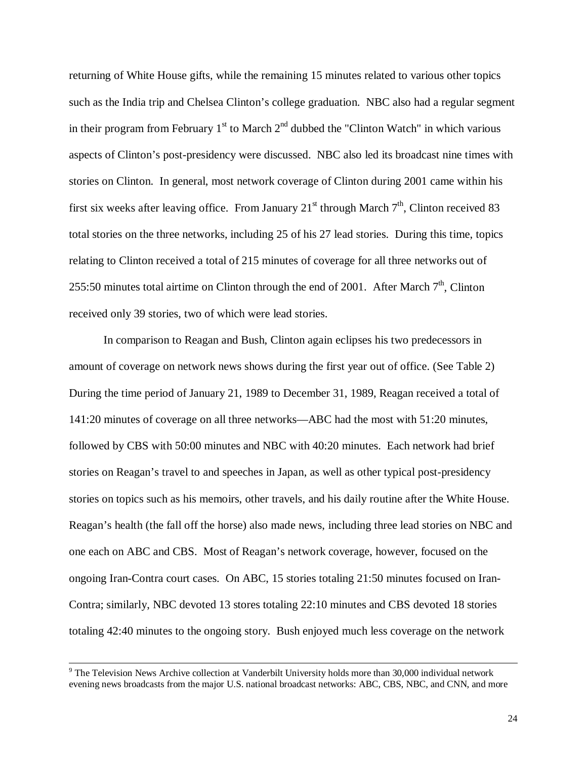returning of White House gifts, while the remaining 15 minutes related to various other topics such as the India trip and Chelsea Clinton's college graduation. NBC also had a regular segment in their program from February 1st to March 2nd dubbed the "Clinton Watch" in which various aspects of Clinton's post-presidency were discussed. NBC also led its broadcast nine times with stories on Clinton. In general, most network coverage of Clinton during 2001 came within his first six weeks after leaving office. From January 21st through March 7th, Clinton received 83 total stories on the three networks, including 25 of his 27 lead stories. During this time, topics relating to Clinton received a total of 215 minutes of coverage for all three networks out of 255:50 minutes total airtime on Clinton through the end of 2001. After March 7th, Clinton received only 39 stories, two of which were lead stories.

In comparison to Reagan and Bush, Clinton again eclipses his two predecessors in amount of coverage on network news shows during the first year out of office. (See Table 2) During the time period of January 21, 1989 to December 31, 1989, Reagan received a total of 141:20 minutes of coverage on all three networks—ABC had the most with 51:20 minutes, followed by CBS with 50:00 minutes and NBC with 40:20 minutes. Each network had brief stories on Reagan's travel to and speeches in Japan, as well as other typical post-presidency stories on topics such as his memoirs, other travels, and his daily routine after the White House. Reagan's health (the fall off the horse) also made news, including three lead stories on NBC and one each on ABC and CBS. Most of Reagan's network coverage, however, focused on the ongoing Iran-Contra court cases. On ABC, 15 stories totaling 21:50 minutes focused on Iran-Contra; similarly, NBC devoted 13 stores totaling 22:10 minutes and CBS devoted 18 stories totaling 42:40 minutes to the ongoing story. Bush enjoyed much less coverage on the network

[9] The Television News Archive collection at Vanderbilt University holds more than 30,000 individual network evening news broadcasts from the major U.S. national broadcast networks: ABC, CBS, NBC, and CNN, and more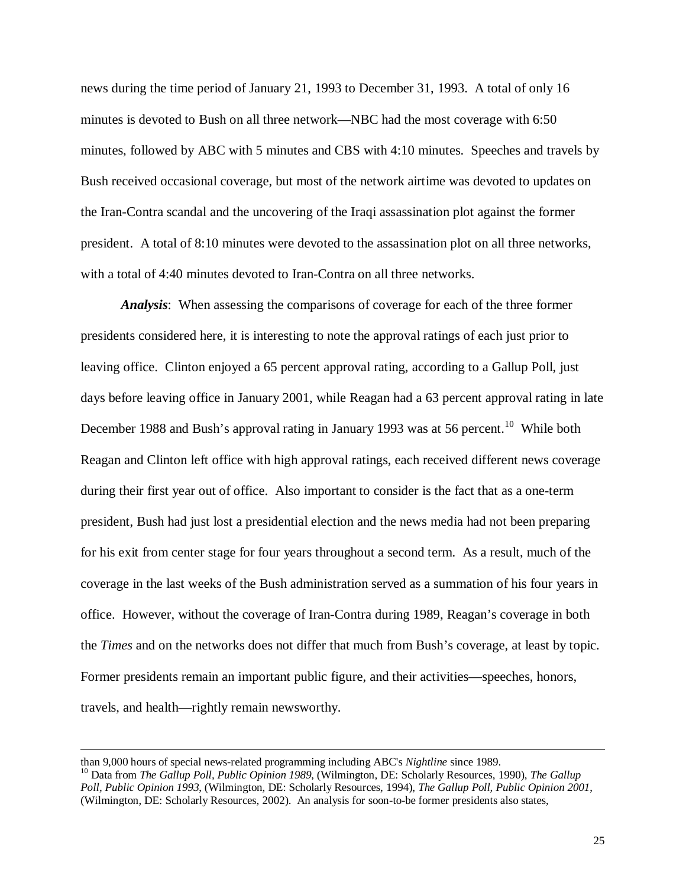news during the time period of January 21, 1993 to December 31, 1993. A total of only 16 minutes is devoted to Bush on all three network—NBC had the most coverage with 6:50 minutes, followed by ABC with 5 minutes and CBS with 4:10 minutes. Speeches and travels by Bush received occasional coverage, but most of the network airtime was devoted to updates on the Iran-Contra scandal and the uncovering of the Iraqi assassination plot against the former president. A total of 8:10 minutes were devoted to the assassination plot on all three networks, with a total of 4:40 minutes devoted to Iran-Contra on all three networks.

***Analysis***: When assessing the comparisons of coverage for each of the three former presidents considered here, it is interesting to note the approval ratings of each just prior to leaving office. Clinton enjoyed a 65 percent approval rating, according to a Gallup Poll, just days before leaving office in January 2001, while Reagan had a 63 percent approval rating in late December 1988 and Bush's approval rating in January 1993 was at 56 percent.[10] While both Reagan and Clinton left office with high approval ratings, each received different news coverage during their first year out of office. Also important to consider is the fact that as a one-term president, Bush had just lost a presidential election and the news media had not been preparing for his exit from center stage for four years throughout a second term. As a result, much of the coverage in the last weeks of the Bush administration served as a summation of his four years in office. However, without the coverage of Iran-Contra during 1989, Reagan's coverage in both the *Times* and on the networks does not differ that much from Bush's coverage, at least by topic. Former presidents remain an important public figure, and their activities—speeches, honors, travels, and health—rightly remain newsworthy.

---

than 9,000 hours of special news-related programming including ABC's *Nightline* since 1989.

[10] Data from *The Gallup Poll, Public Opinion 1989*, (Wilmington, DE: Scholarly Resources, 1990), *The Gallup Poll, Public Opinion 1993*, (Wilmington, DE: Scholarly Resources, 1994), *The Gallup Poll, Public Opinion 2001*, (Wilmington, DE: Scholarly Resources, 2002). An analysis for soon-to-be former presidents also states,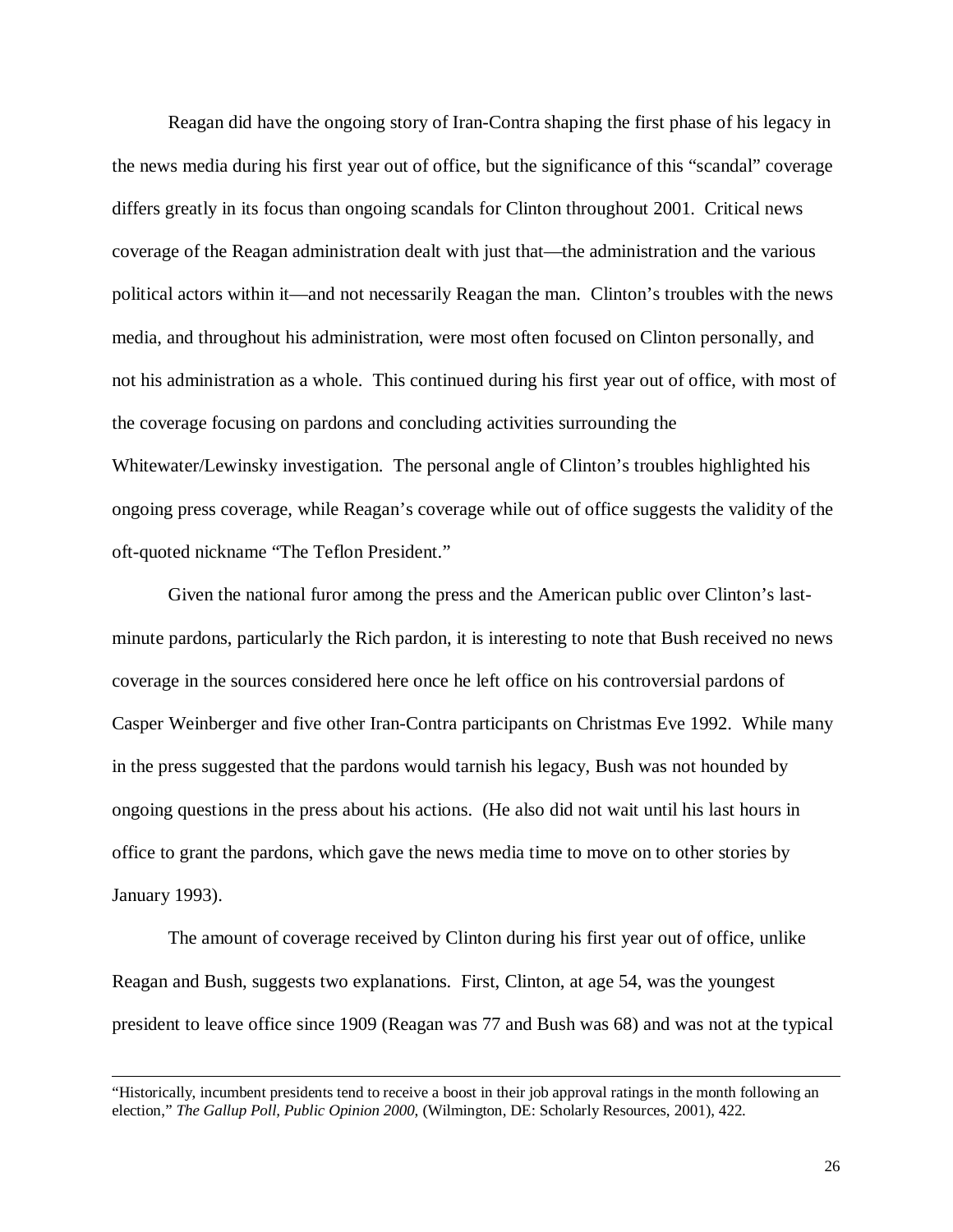Reagan did have the ongoing story of Iran-Contra shaping the first phase of his legacy in the news media during his first year out of office, but the significance of this "scandal" coverage differs greatly in its focus than ongoing scandals for Clinton throughout 2001. Critical news coverage of the Reagan administration dealt with just that—the administration and the various political actors within it—and not necessarily Reagan the man. Clinton's troubles with the news media, and throughout his administration, were most often focused on Clinton personally, and not his administration as a whole. This continued during his first year out of office, with most of the coverage focusing on pardons and concluding activities surrounding the Whitewater/Lewinsky investigation. The personal angle of Clinton's troubles highlighted his ongoing press coverage, while Reagan's coverage while out of office suggests the validity of the oft-quoted nickname "The Teflon President."

Given the national furor among the press and the American public over Clinton's last-minute pardons, particularly the Rich pardon, it is interesting to note that Bush received no news coverage in the sources considered here once he left office on his controversial pardons of Casper Weinberger and five other Iran-Contra participants on Christmas Eve 1992. While many in the press suggested that the pardons would tarnish his legacy, Bush was not hounded by ongoing questions in the press about his actions. (He also did not wait until his last hours in office to grant the pardons, which gave the news media time to move on to other stories by January 1993).

The amount of coverage received by Clinton during his first year out of office, unlike Reagan and Bush, suggests two explanations. First, Clinton, at age 54, was the youngest president to leave office since 1909 (Reagan was 77 and Bush was 68) and was not at the typical

---

"Historically, incumbent presidents tend to receive a boost in their job approval ratings in the month following an election," *The Gallup Poll, Public Opinion 2000*, (Wilmington, DE: Scholarly Resources, 2001), 422.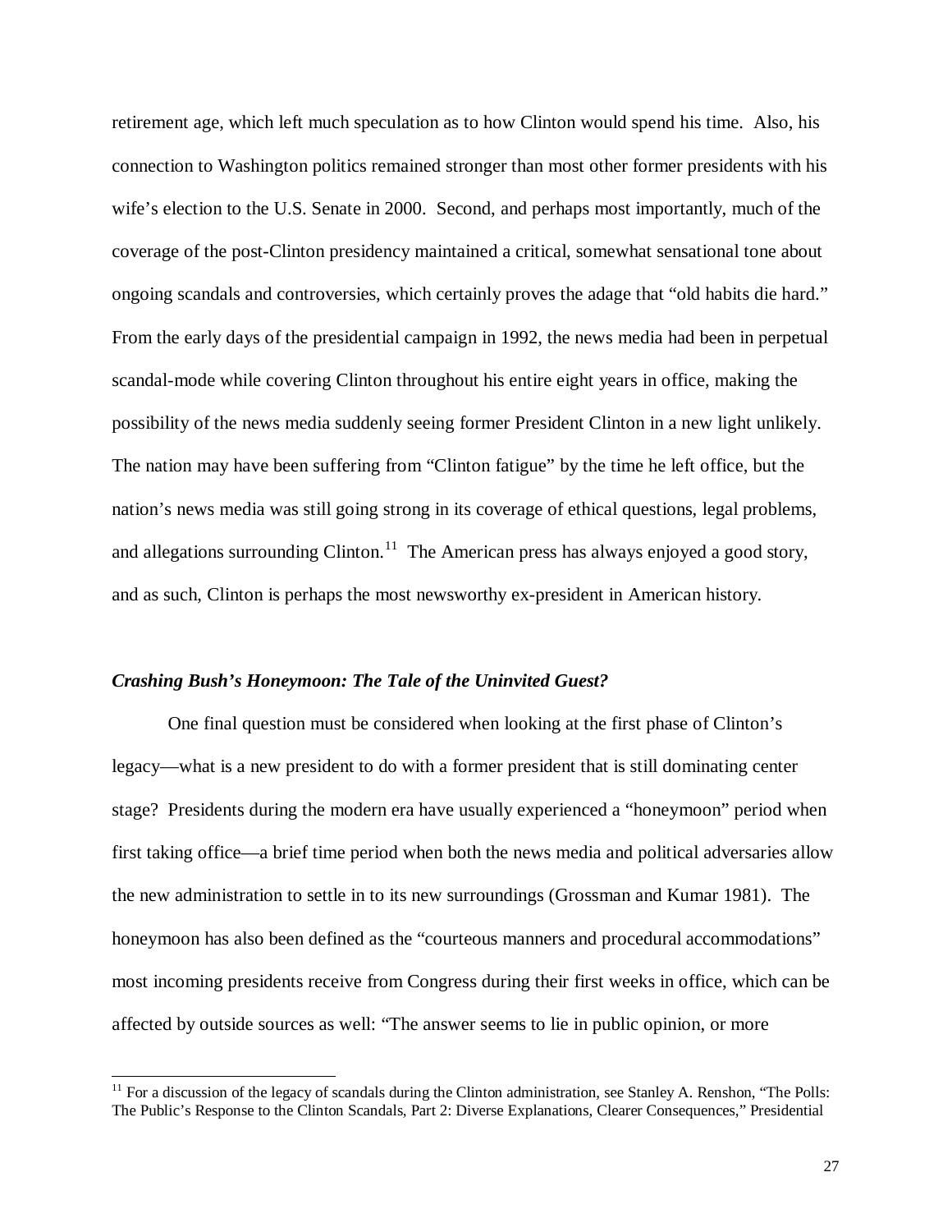retirement age, which left much speculation as to how Clinton would spend his time. Also, his connection to Washington politics remained stronger than most other former presidents with his wife's election to the U.S. Senate in 2000. Second, and perhaps most importantly, much of the coverage of the post-Clinton presidency maintained a critical, somewhat sensational tone about ongoing scandals and controversies, which certainly proves the adage that "old habits die hard." From the early days of the presidential campaign in 1992, the news media had been in perpetual scandal-mode while covering Clinton throughout his entire eight years in office, making the possibility of the news media suddenly seeing former President Clinton in a new light unlikely. The nation may have been suffering from "Clinton fatigue" by the time he left office, but the nation's news media was still going strong in its coverage of ethical questions, legal problems, and allegations surrounding Clinton.[11] The American press has always enjoyed a good story, and as such, Clinton is perhaps the most newsworthy ex-president in American history.

### *Crashing Bush's Honeymoon: The Tale of the Uninvited Guest?*

One final question must be considered when looking at the first phase of Clinton's legacy—what is a new president to do with a former president that is still dominating center stage? Presidents during the modern era have usually experienced a "honeymoon" period when first taking office—a brief time period when both the news media and political adversaries allow the new administration to settle in to its new surroundings (Grossman and Kumar 1981). The honeymoon has also been defined as the "courteous manners and procedural accommodations" most incoming presidents receive from Congress during their first weeks in office, which can be affected by outside sources as well: "The answer seems to lie in public opinion, or more

[11] For a discussion of the legacy of scandals during the Clinton administration, see Stanley A. Renshon, "The Polls: The Public's Response to the Clinton Scandals, Part 2: Diverse Explanations, Clearer Consequences," Presidential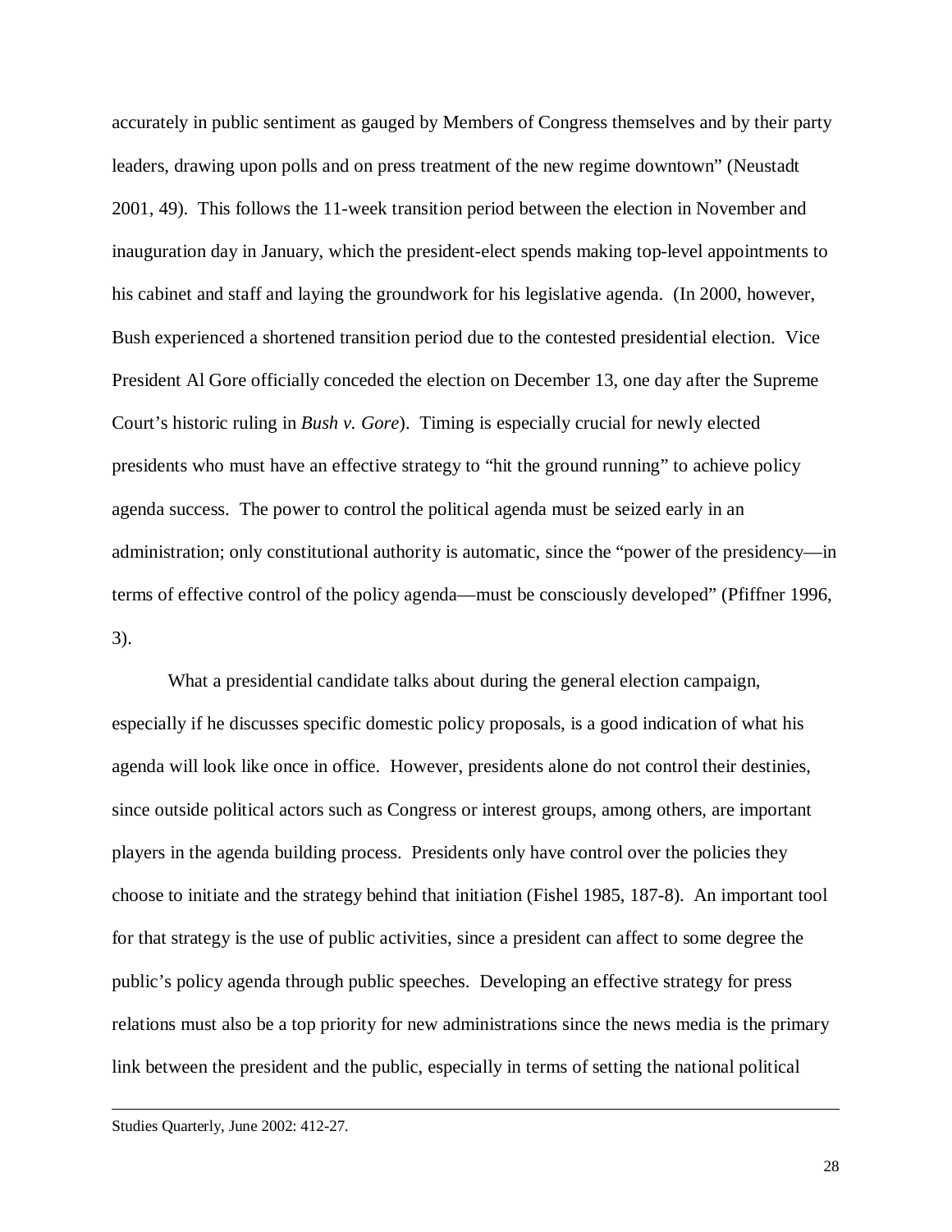accurately in public sentiment as gauged by Members of Congress themselves and by their party leaders, drawing upon polls and on press treatment of the new regime downtown" (Neustadt 2001, 49). This follows the 11-week transition period between the election in November and inauguration day in January, which the president-elect spends making top-level appointments to his cabinet and staff and laying the groundwork for his legislative agenda. (In 2000, however, Bush experienced a shortened transition period due to the contested presidential election. Vice President Al Gore officially conceded the election on December 13, one day after the Supreme Court's historic ruling in *Bush v. Gore*). Timing is especially crucial for newly elected presidents who must have an effective strategy to "hit the ground running" to achieve policy agenda success. The power to control the political agenda must be seized early in an administration; only constitutional authority is automatic, since the "power of the presidency—in terms of effective control of the policy agenda—must be consciously developed" (Pfiffner 1996, 3).

What a presidential candidate talks about during the general election campaign, especially if he discusses specific domestic policy proposals, is a good indication of what his agenda will look like once in office. However, presidents alone do not control their destinies, since outside political actors such as Congress or interest groups, among others, are important players in the agenda building process. Presidents only have control over the policies they choose to initiate and the strategy behind that initiation (Fishel 1985, 187-8). An important tool for that strategy is the use of public activities, since a president can affect to some degree the public's policy agenda through public speeches. Developing an effective strategy for press relations must also be a top priority for new administrations since the news media is the primary link between the president and the public, especially in terms of setting the national political

---

Studies Quarterly, June 2002: 412-27.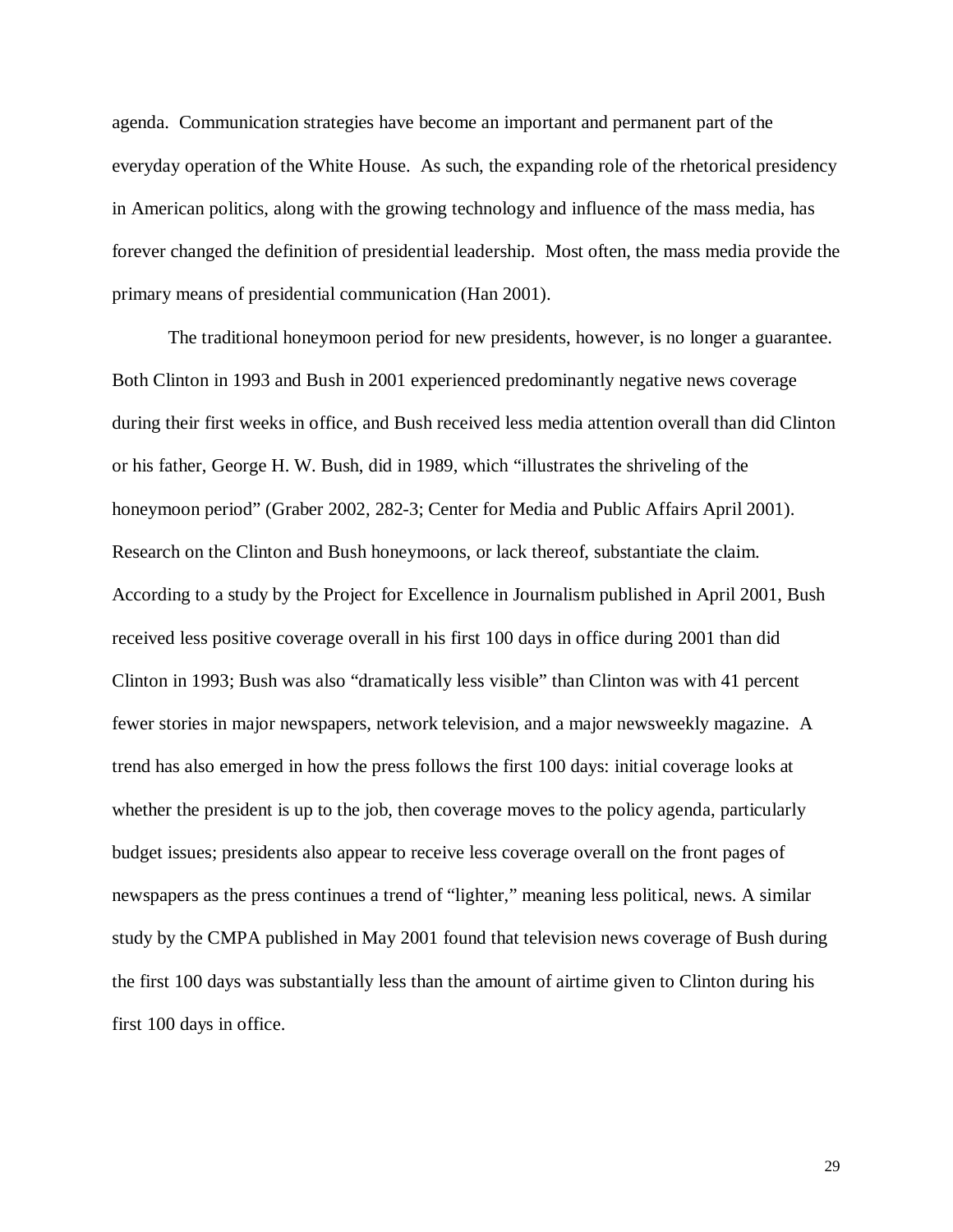agenda. Communication strategies have become an important and permanent part of the everyday operation of the White House. As such, the expanding role of the rhetorical presidency in American politics, along with the growing technology and influence of the mass media, has forever changed the definition of presidential leadership. Most often, the mass media provide the primary means of presidential communication (Han 2001).

The traditional honeymoon period for new presidents, however, is no longer a guarantee. Both Clinton in 1993 and Bush in 2001 experienced predominantly negative news coverage during their first weeks in office, and Bush received less media attention overall than did Clinton or his father, George H. W. Bush, did in 1989, which "illustrates the shriveling of the honeymoon period" (Graber 2002, 282-3; Center for Media and Public Affairs April 2001). Research on the Clinton and Bush honeymoons, or lack thereof, substantiate the claim. According to a study by the Project for Excellence in Journalism published in April 2001, Bush received less positive coverage overall in his first 100 days in office during 2001 than did Clinton in 1993; Bush was also "dramatically less visible" than Clinton was with 41 percent fewer stories in major newspapers, network television, and a major newsweekly magazine. A trend has also emerged in how the press follows the first 100 days: initial coverage looks at whether the president is up to the job, then coverage moves to the policy agenda, particularly budget issues; presidents also appear to receive less coverage overall on the front pages of newspapers as the press continues a trend of "lighter," meaning less political, news. A similar study by the CMPA published in May 2001 found that television news coverage of Bush during the first 100 days was substantially less than the amount of airtime given to Clinton during his first 100 days in office.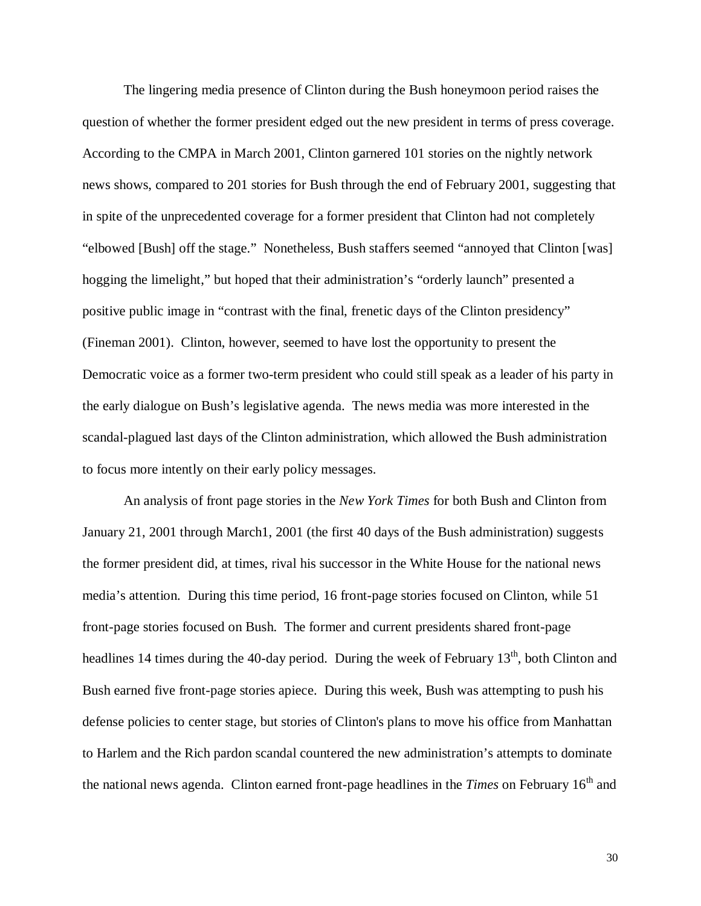The lingering media presence of Clinton during the Bush honeymoon period raises the question of whether the former president edged out the new president in terms of press coverage. According to the CMPA in March 2001, Clinton garnered 101 stories on the nightly network news shows, compared to 201 stories for Bush through the end of February 2001, suggesting that in spite of the unprecedented coverage for a former president that Clinton had not completely "elbowed [Bush] off the stage." Nonetheless, Bush staffers seemed "annoyed that Clinton [was] hogging the limelight," but hoped that their administration's "orderly launch" presented a positive public image in "contrast with the final, frenetic days of the Clinton presidency" (Fineman 2001). Clinton, however, seemed to have lost the opportunity to present the Democratic voice as a former two-term president who could still speak as a leader of his party in the early dialogue on Bush's legislative agenda. The news media was more interested in the scandal-plagued last days of the Clinton administration, which allowed the Bush administration to focus more intently on their early policy messages.

An analysis of front page stories in the *New York Times* for both Bush and Clinton from January 21, 2001 through March1, 2001 (the first 40 days of the Bush administration) suggests the former president did, at times, rival his successor in the White House for the national news media's attention. During this time period, 16 front-page stories focused on Clinton, while 51 front-page stories focused on Bush. The former and current presidents shared front-page headlines 14 times during the 40-day period. During the week of February 13th, both Clinton and Bush earned five front-page stories apiece. During this week, Bush was attempting to push his defense policies to center stage, but stories of Clinton's plans to move his office from Manhattan to Harlem and the Rich pardon scandal countered the new administration's attempts to dominate the national news agenda. Clinton earned front-page headlines in the *Times* on February 16th and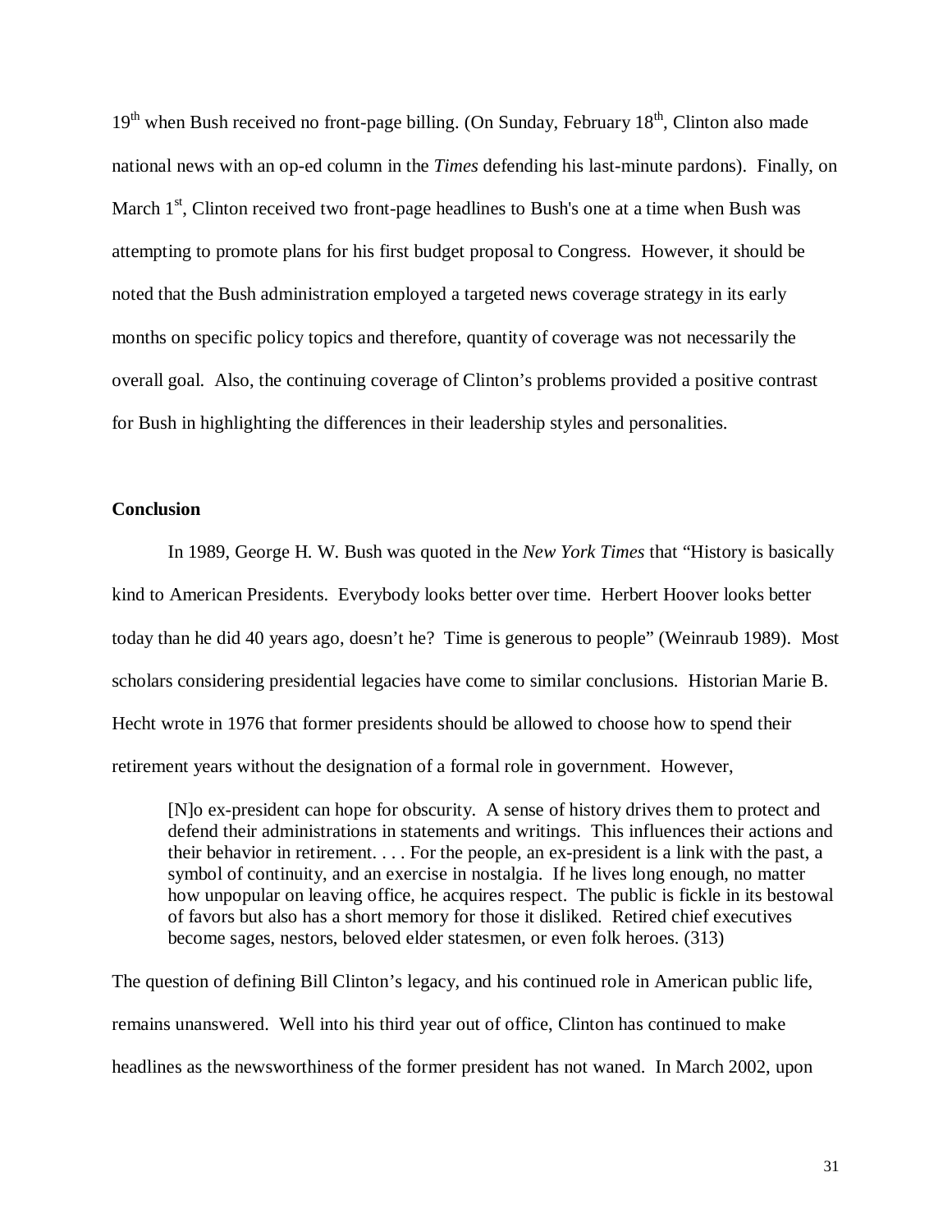19th when Bush received no front-page billing. (On Sunday, February 18th, Clinton also made national news with an op-ed column in the *Times* defending his last-minute pardons). Finally, on March 1st, Clinton received two front-page headlines to Bush's one at a time when Bush was attempting to promote plans for his first budget proposal to Congress. However, it should be noted that the Bush administration employed a targeted news coverage strategy in its early months on specific policy topics and therefore, quantity of coverage was not necessarily the overall goal. Also, the continuing coverage of Clinton's problems provided a positive contrast for Bush in highlighting the differences in their leadership styles and personalities.

**Conclusion**

In 1989, George H. W. Bush was quoted in the *New York Times* that "History is basically kind to American Presidents. Everybody looks better over time. Herbert Hoover looks better today than he did 40 years ago, doesn't he? Time is generous to people" (Weinraub 1989). Most scholars considering presidential legacies have come to similar conclusions. Historian Marie B. Hecht wrote in 1976 that former presidents should be allowed to choose how to spend their retirement years without the designation of a formal role in government. However,

> [N]o ex-president can hope for obscurity. A sense of history drives them to protect and defend their administrations in statements and writings. This influences their actions and their behavior in retirement. . . . For the people, an ex-president is a link with the past, a symbol of continuity, and an exercise in nostalgia. If he lives long enough, no matter how unpopular on leaving office, he acquires respect. The public is fickle in its bestowal of favors but also has a short memory for those it disliked. Retired chief executives become sages, nestors, beloved elder statesmen, or even folk heroes. (313)

The question of defining Bill Clinton's legacy, and his continued role in American public life, remains unanswered. Well into his third year out of office, Clinton has continued to make headlines as the newsworthiness of the former president has not waned. In March 2002, upon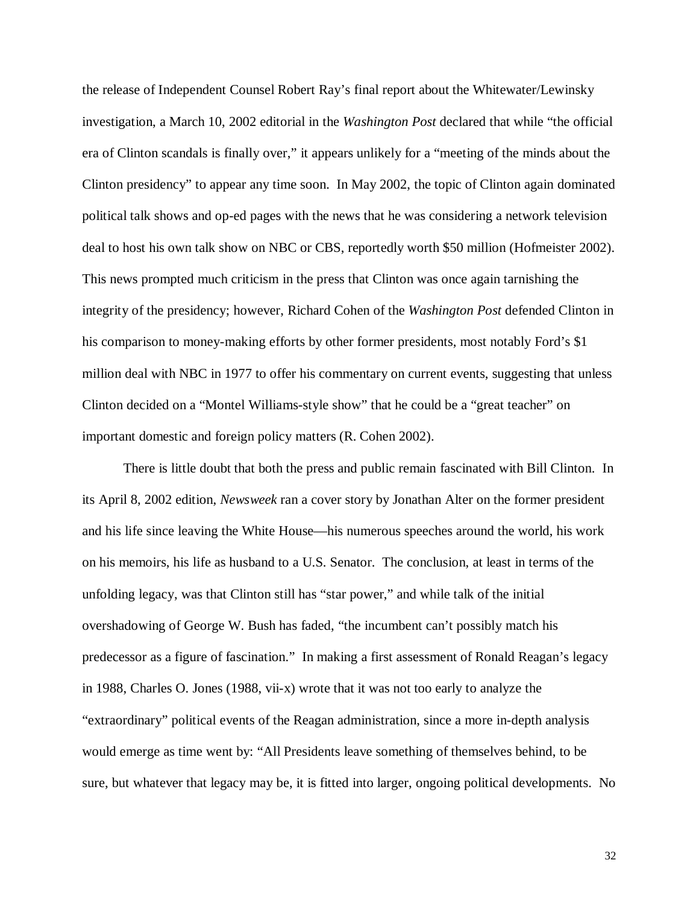the release of Independent Counsel Robert Ray's final report about the Whitewater/Lewinsky investigation, a March 10, 2002 editorial in the *Washington Post* declared that while "the official era of Clinton scandals is finally over," it appears unlikely for a "meeting of the minds about the Clinton presidency" to appear any time soon. In May 2002, the topic of Clinton again dominated political talk shows and op-ed pages with the news that he was considering a network television deal to host his own talk show on NBC or CBS, reportedly worth $50 million (Hofmeister 2002). This news prompted much criticism in the press that Clinton was once again tarnishing the integrity of the presidency; however, Richard Cohen of the *Washington Post* defended Clinton in his comparison to money-making efforts by other former presidents, most notably Ford's $1 million deal with NBC in 1977 to offer his commentary on current events, suggesting that unless Clinton decided on a "Montel Williams-style show" that he could be a "great teacher" on important domestic and foreign policy matters (R. Cohen 2002).

There is little doubt that both the press and public remain fascinated with Bill Clinton. In its April 8, 2002 edition, *Newsweek* ran a cover story by Jonathan Alter on the former president and his life since leaving the White House—his numerous speeches around the world, his work on his memoirs, his life as husband to a U.S. Senator. The conclusion, at least in terms of the unfolding legacy, was that Clinton still has "star power," and while talk of the initial overshadowing of George W. Bush has faded, "the incumbent can't possibly match his predecessor as a figure of fascination." In making a first assessment of Ronald Reagan's legacy in 1988, Charles O. Jones (1988, vii-x) wrote that it was not too early to analyze the "extraordinary" political events of the Reagan administration, since a more in-depth analysis would emerge as time went by: "All Presidents leave something of themselves behind, to be sure, but whatever that legacy may be, it is fitted into larger, ongoing political developments. No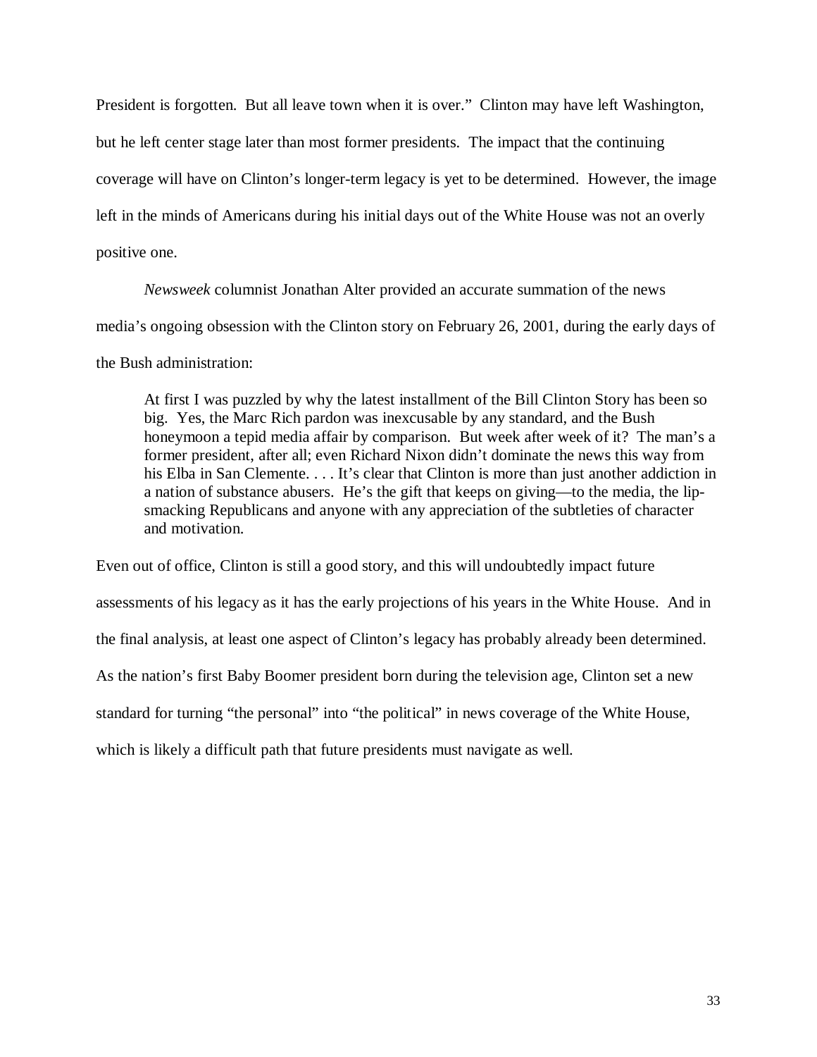President is forgotten. But all leave town when it is over." Clinton may have left Washington, but he left center stage later than most former presidents. The impact that the continuing coverage will have on Clinton's longer-term legacy is yet to be determined. However, the image left in the minds of Americans during his initial days out of the White House was not an overly positive one.

*Newsweek* columnist Jonathan Alter provided an accurate summation of the news media's ongoing obsession with the Clinton story on February 26, 2001, during the early days of the Bush administration:

> At first I was puzzled by why the latest installment of the Bill Clinton Story has been so big. Yes, the Marc Rich pardon was inexcusable by any standard, and the Bush honeymoon a tepid media affair by comparison. But week after week of it? The man's a former president, after all; even Richard Nixon didn't dominate the news this way from his Elba in San Clemente. . . . It's clear that Clinton is more than just another addiction in a nation of substance abusers. He's the gift that keeps on giving—to the media, the lip-smacking Republicans and anyone with any appreciation of the subtleties of character and motivation.

Even out of office, Clinton is still a good story, and this will undoubtedly impact future assessments of his legacy as it has the early projections of his years in the White House. And in the final analysis, at least one aspect of Clinton's legacy has probably already been determined. As the nation's first Baby Boomer president born during the television age, Clinton set a new standard for turning "the personal" into "the political" in news coverage of the White House, which is likely a difficult path that future presidents must navigate as well.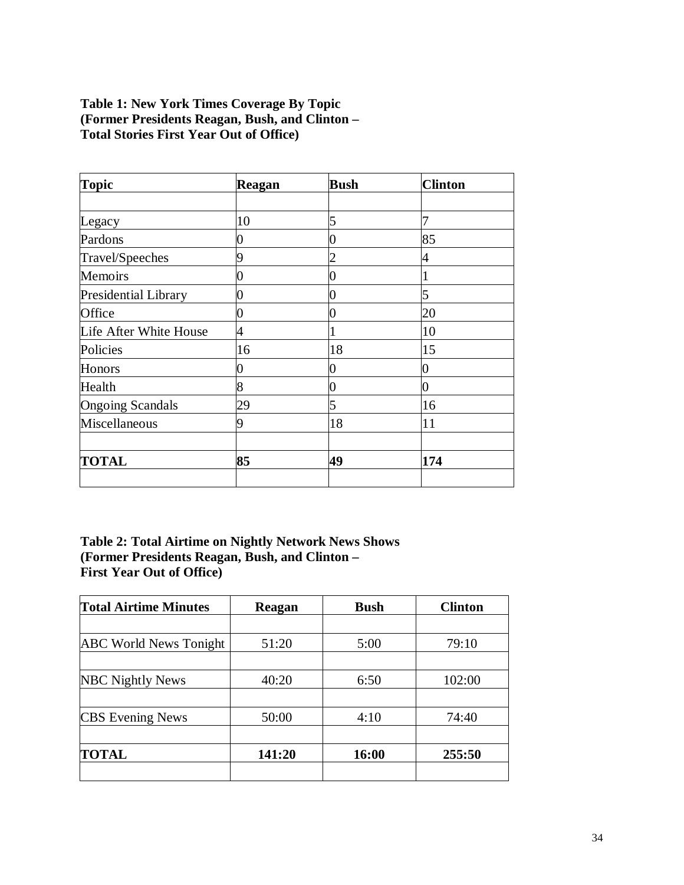**Table 1: New York Times Coverage By Topic (Former Presidents Reagan, Bush, and Clinton – Total Stories First Year Out of Office)**

| Topic | Reagan | Bush | Clinton |
|---|---|---|---|
| | | | |
| Legacy | 10 | 5 | 7 |
| Pardons | 0 | 0 | 85 |
| Travel/Speeches | 9 | 2 | 4 |
| Memoirs | 0 | 0 | 1 |
| Presidential Library | 0 | 0 | 5 |
| Office | 0 | 0 | 20 |
| Life After White House | 4 | 1 | 10 |
| Policies | 16 | 18 | 15 |
| Honors | 0 | 0 | 0 |
| Health | 8 | 0 | 0 |
| Ongoing Scandals | 29 | 5 | 16 |
| Miscellaneous | 9 | 18 | 11 |
| | | | |
| **TOTAL** | **85** | **49** | **174** |

**Table 2: Total Airtime on Nightly Network News Shows (Former Presidents Reagan, Bush, and Clinton – First Year Out of Office)**

| Total Airtime Minutes | Reagan | Bush | Clinton |
|---|---|---|---|
| | | | |
| ABC World News Tonight | 51:20 | 5:00 | 79:10 |
| | | | |
| NBC Nightly News | 40:20 | 6:50 | 102:00 |
| | | | |
| CBS Evening News | 50:00 | 4:10 | 74:40 |
| | | | |
| **TOTAL** | **141:20** | **16:00** | **255:50** |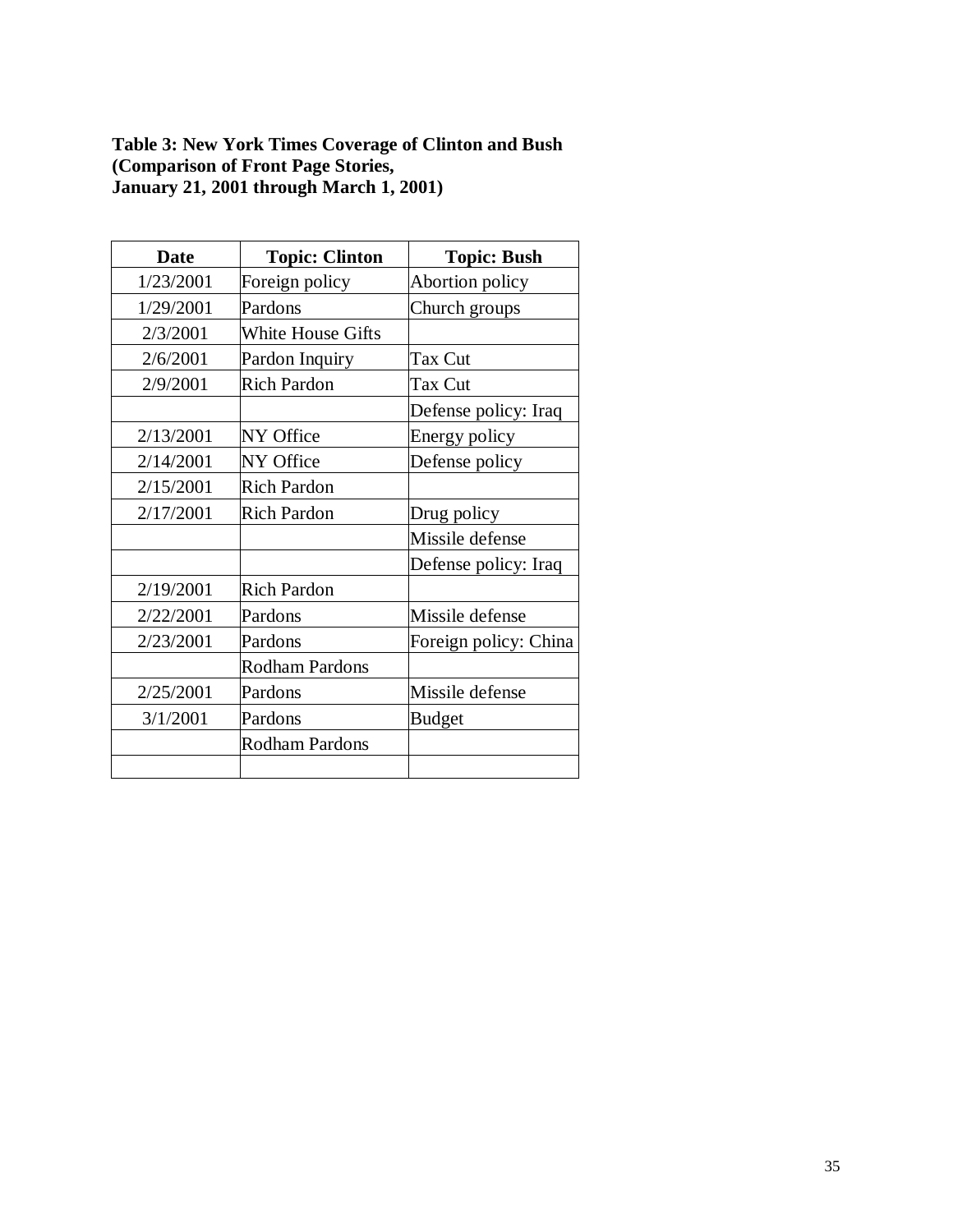**Table 3: New York Times Coverage of Clinton and Bush (Comparison of Front Page Stories, January 21, 2001 through March 1, 2001)**

| Date | Topic: Clinton | Topic: Bush |
|---|---|---|
| 1/23/2001 | Foreign policy | Abortion policy |
| 1/29/2001 | Pardons | Church groups |
| 2/3/2001 | White House Gifts | |
| 2/6/2001 | Pardon Inquiry | Tax Cut |
| 2/9/2001 | Rich Pardon | Tax Cut |
| | | Defense policy: Iraq |
| 2/13/2001 | NY Office | Energy policy |
| 2/14/2001 | NY Office | Defense policy |
| 2/15/2001 | Rich Pardon | |
| 2/17/2001 | Rich Pardon | Drug policy |
| | | Missile defense |
| | | Defense policy: Iraq |
| 2/19/2001 | Rich Pardon | |
| 2/22/2001 | Pardons | Missile defense |
| 2/23/2001 | Pardons | Foreign policy: China |
| | Rodham Pardons | |
| 2/25/2001 | Pardons | Missile defense |
| 3/1/2001 | Pardons | Budget |
| | Rodham Pardons | |
| | | |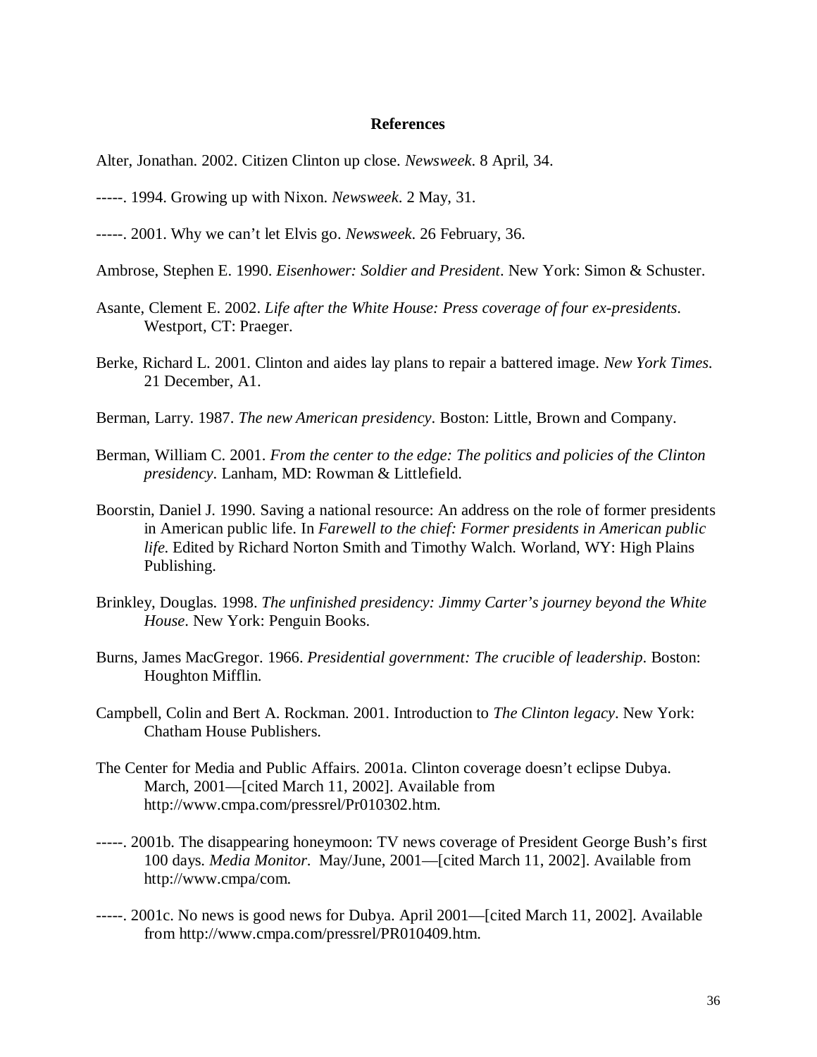## References

Alter, Jonathan. 2002. Citizen Clinton up close. *Newsweek*. 8 April, 34.

-----. 1994. Growing up with Nixon. *Newsweek*. 2 May, 31.

-----. 2001. Why we can't let Elvis go. *Newsweek*. 26 February, 36.

Ambrose, Stephen E. 1990. *Eisenhower: Soldier and President*. New York: Simon & Schuster.

Asante, Clement E. 2002. *Life after the White House: Press coverage of four ex-presidents*. Westport, CT: Praeger.

Berke, Richard L. 2001. Clinton and aides lay plans to repair a battered image. *New York Times*. 21 December, A1.

Berman, Larry. 1987. *The new American presidency*. Boston: Little, Brown and Company.

Berman, William C. 2001. *From the center to the edge: The politics and policies of the Clinton presidency*. Lanham, MD: Rowman & Littlefield.

Boorstin, Daniel J. 1990. Saving a national resource: An address on the role of former presidents in American public life. In *Farewell to the chief: Former presidents in American public life.* Edited by Richard Norton Smith and Timothy Walch. Worland, WY: High Plains Publishing.

Brinkley, Douglas. 1998. *The unfinished presidency: Jimmy Carter's journey beyond the White House*. New York: Penguin Books.

Burns, James MacGregor. 1966. *Presidential government: The crucible of leadership*. Boston: Houghton Mifflin.

Campbell, Colin and Bert A. Rockman. 2001. Introduction to *The Clinton legacy*. New York: Chatham House Publishers.

The Center for Media and Public Affairs. 2001a. Clinton coverage doesn't eclipse Dubya. March, 2001—[cited March 11, 2002]. Available from http://www.cmpa.com/pressrel/Pr010302.htm.

-----. 2001b. The disappearing honeymoon: TV news coverage of President George Bush's first 100 days. *Media Monitor*. May/June, 2001—[cited March 11, 2002]. Available from http://www.cmpa/com.

-----. 2001c. No news is good news for Dubya. April 2001—[cited March 11, 2002]. Available from http://www.cmpa.com/pressrel/PR010409.htm.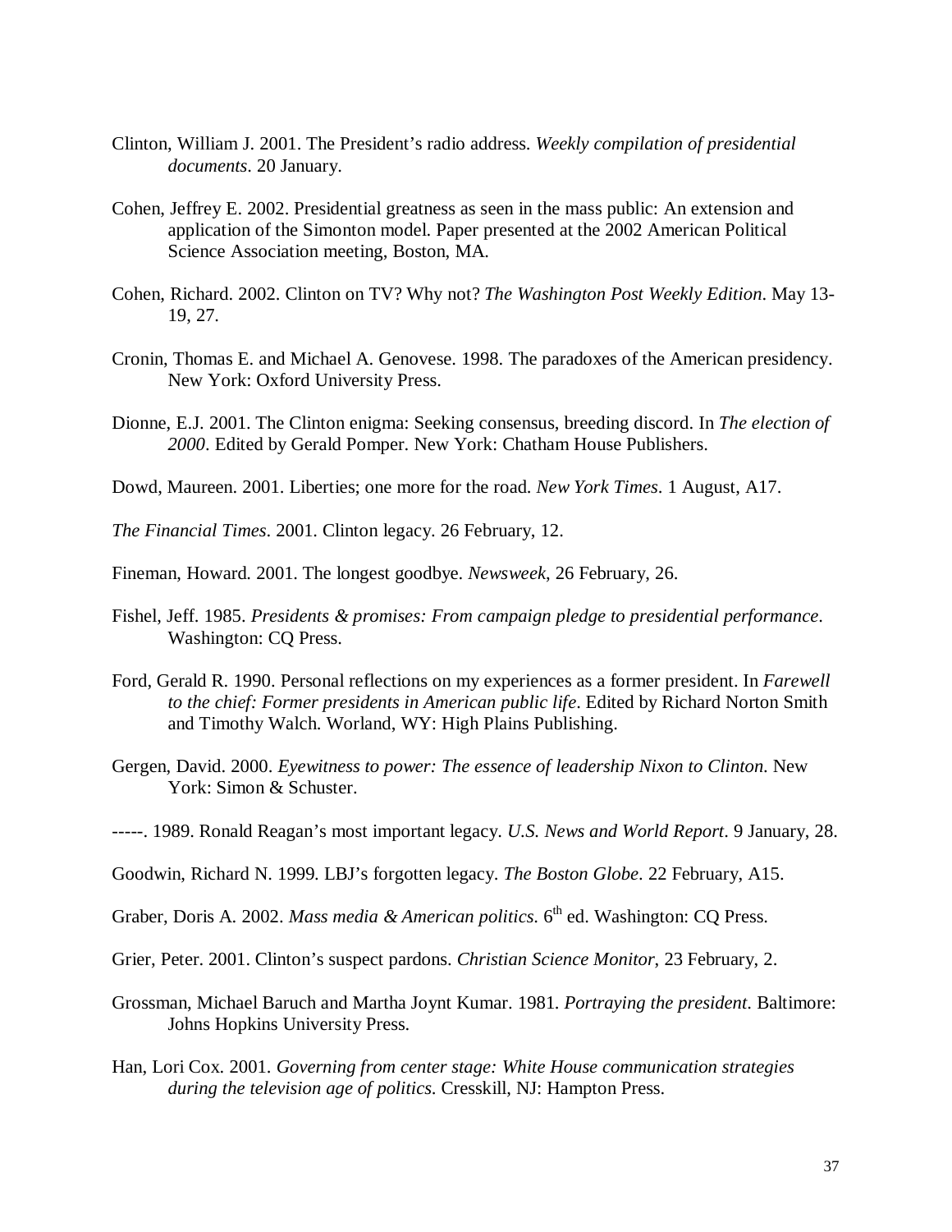Clinton, William J. 2001. The President's radio address. *Weekly compilation of presidential documents*. 20 January.

Cohen, Jeffrey E. 2002. Presidential greatness as seen in the mass public: An extension and application of the Simonton model. Paper presented at the 2002 American Political Science Association meeting, Boston, MA.

Cohen, Richard. 2002. Clinton on TV? Why not? *The Washington Post Weekly Edition*. May 13-19, 27.

Cronin, Thomas E. and Michael A. Genovese. 1998. The paradoxes of the American presidency. New York: Oxford University Press.

Dionne, E.J. 2001. The Clinton enigma: Seeking consensus, breeding discord. In *The election of 2000*. Edited by Gerald Pomper. New York: Chatham House Publishers.

Dowd, Maureen. 2001. Liberties; one more for the road. *New York Times*. 1 August, A17.

*The Financial Times*. 2001. Clinton legacy. 26 February, 12.

Fineman, Howard. 2001. The longest goodbye. *Newsweek*, 26 February, 26.

Fishel, Jeff. 1985. *Presidents & promises: From campaign pledge to presidential performance*. Washington: CQ Press.

Ford, Gerald R. 1990. Personal reflections on my experiences as a former president. In *Farewell to the chief: Former presidents in American public life*. Edited by Richard Norton Smith and Timothy Walch. Worland, WY: High Plains Publishing.

Gergen, David. 2000. *Eyewitness to power: The essence of leadership Nixon to Clinton*. New York: Simon & Schuster.

-----. 1989. Ronald Reagan's most important legacy. *U.S. News and World Report*. 9 January, 28.

Goodwin, Richard N. 1999. LBJ's forgotten legacy. *The Boston Globe*. 22 February, A15.

Graber, Doris A. 2002. *Mass media & American politics*. 6th ed. Washington: CQ Press.

Grier, Peter. 2001. Clinton's suspect pardons. *Christian Science Monitor*, 23 February, 2.

Grossman, Michael Baruch and Martha Joynt Kumar. 1981. *Portraying the president*. Baltimore: Johns Hopkins University Press.

Han, Lori Cox. 2001. *Governing from center stage: White House communication strategies during the television age of politics*. Cresskill, NJ: Hampton Press.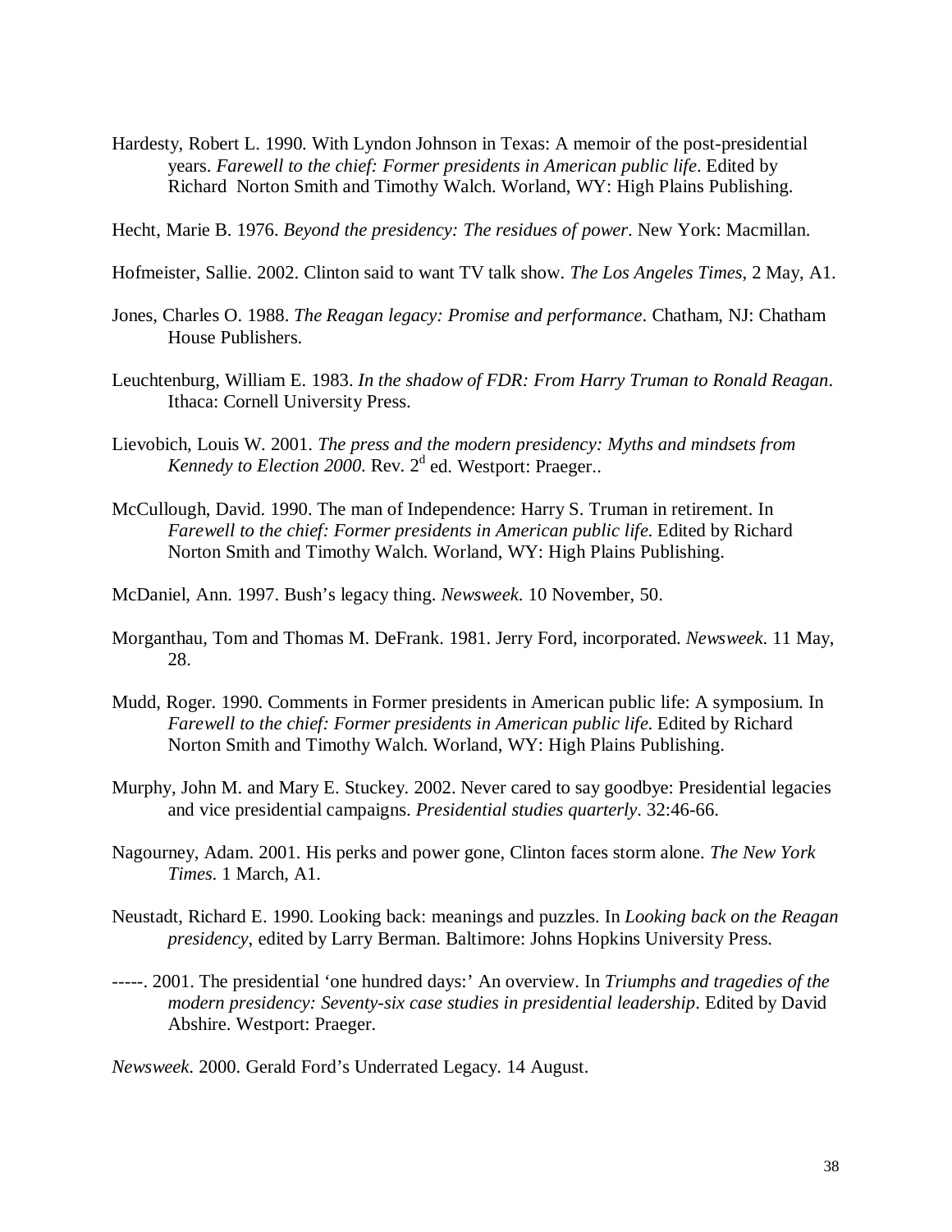Hardesty, Robert L. 1990. With Lyndon Johnson in Texas: A memoir of the post-presidential years. *Farewell to the chief: Former presidents in American public life*. Edited by Richard Norton Smith and Timothy Walch. Worland, WY: High Plains Publishing.

Hecht, Marie B. 1976. *Beyond the presidency: The residues of power*. New York: Macmillan.

Hofmeister, Sallie. 2002. Clinton said to want TV talk show. *The Los Angeles Times*, 2 May, A1.

Jones, Charles O. 1988. *The Reagan legacy: Promise and performance*. Chatham, NJ: Chatham House Publishers.

Leuchtenburg, William E. 1983. *In the shadow of FDR: From Harry Truman to Ronald Reagan*. Ithaca: Cornell University Press.

Lievobich, Louis W. 2001. *The press and the modern presidency: Myths and mindsets from Kennedy to Election 2000*. Rev. 2d ed. Westport: Praeger..

McCullough, David. 1990. The man of Independence: Harry S. Truman in retirement. In *Farewell to the chief: Former presidents in American public life*. Edited by Richard Norton Smith and Timothy Walch. Worland, WY: High Plains Publishing.

McDaniel, Ann. 1997. Bush's legacy thing. *Newsweek*. 10 November, 50.

Morganthau, Tom and Thomas M. DeFrank. 1981. Jerry Ford, incorporated. *Newsweek*. 11 May, 28.

Mudd, Roger. 1990. Comments in Former presidents in American public life: A symposium. In *Farewell to the chief: Former presidents in American public life*. Edited by Richard Norton Smith and Timothy Walch. Worland, WY: High Plains Publishing.

Murphy, John M. and Mary E. Stuckey. 2002. Never cared to say goodbye: Presidential legacies and vice presidential campaigns. *Presidential studies quarterly*. 32:46-66.

Nagourney, Adam. 2001. His perks and power gone, Clinton faces storm alone. *The New York Times*. 1 March, A1.

Neustadt, Richard E. 1990. Looking back: meanings and puzzles. In *Looking back on the Reagan presidency*, edited by Larry Berman. Baltimore: Johns Hopkins University Press.

-----. 2001. The presidential 'one hundred days:' An overview. In *Triumphs and tragedies of the modern presidency: Seventy-six case studies in presidential leadership*. Edited by David Abshire. Westport: Praeger.

*Newsweek*. 2000. Gerald Ford's Underrated Legacy. 14 August.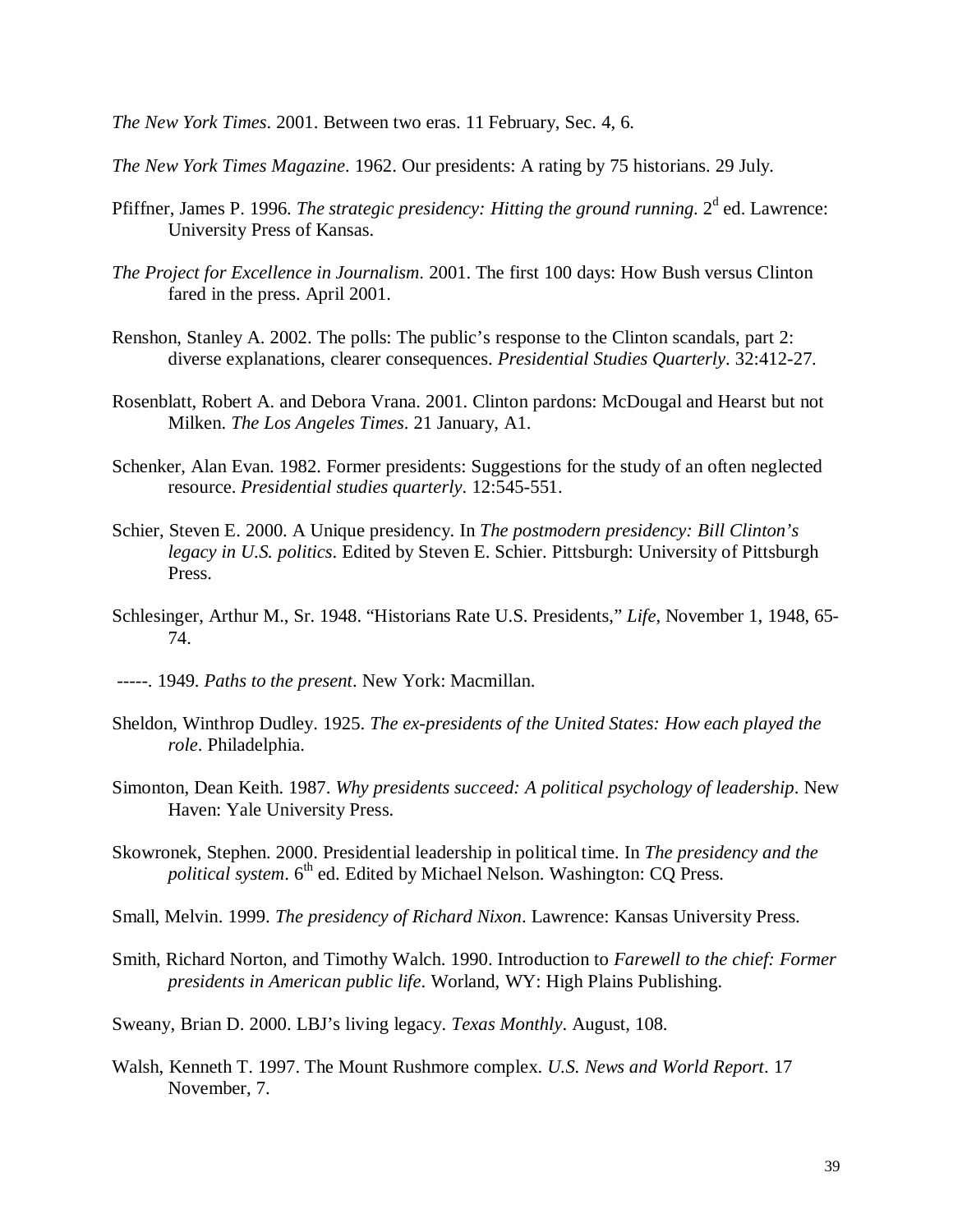*The New York Times*. 2001. Between two eras. 11 February, Sec. 4, 6.

*The New York Times Magazine*. 1962. Our presidents: A rating by 75 historians. 29 July.

Pfiffner, James P. 1996. *The strategic presidency: Hitting the ground running.* 2d ed. Lawrence: University Press of Kansas.

*The Project for Excellence in Journalism*. 2001. The first 100 days: How Bush versus Clinton fared in the press. April 2001.

Renshon, Stanley A. 2002. The polls: The public's response to the Clinton scandals, part 2: diverse explanations, clearer consequences. *Presidential Studies Quarterly*. 32:412-27.

Rosenblatt, Robert A. and Debora Vrana. 2001. Clinton pardons: McDougal and Hearst but not Milken. *The Los Angeles Times*. 21 January, A1.

Schenker, Alan Evan. 1982. Former presidents: Suggestions for the study of an often neglected resource. *Presidential studies quarterly*. 12:545-551.

Schier, Steven E. 2000. A Unique presidency. In *The postmodern presidency: Bill Clinton's legacy in U.S. politics*. Edited by Steven E. Schier. Pittsburgh: University of Pittsburgh Press.

Schlesinger, Arthur M., Sr. 1948. "Historians Rate U.S. Presidents," *Life*, November 1, 1948, 65-74.

-----. 1949. *Paths to the present*. New York: Macmillan.

Sheldon, Winthrop Dudley. 1925. *The ex-presidents of the United States: How each played the role*. Philadelphia.

Simonton, Dean Keith. 1987. *Why presidents succeed: A political psychology of leadership*. New Haven: Yale University Press.

Skowronek, Stephen. 2000. Presidential leadership in political time. In *The presidency and the political system*. 6th ed. Edited by Michael Nelson. Washington: CQ Press.

Small, Melvin. 1999. *The presidency of Richard Nixon*. Lawrence: Kansas University Press.

Smith, Richard Norton, and Timothy Walch. 1990. Introduction to *Farewell to the chief: Former presidents in American public life*. Worland, WY: High Plains Publishing.

Sweany, Brian D. 2000. LBJ's living legacy. *Texas Monthly*. August, 108.

Walsh, Kenneth T. 1997. The Mount Rushmore complex. *U.S. News and World Report*. 17 November, 7.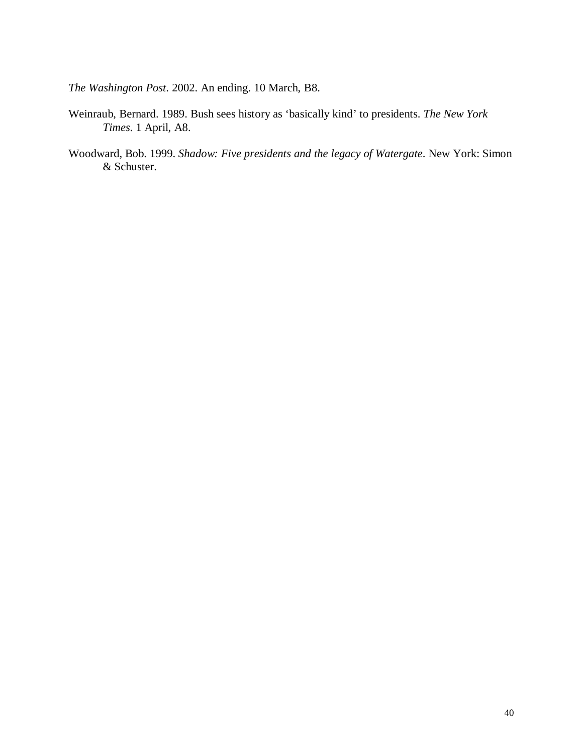*The Washington Post*. 2002. An ending. 10 March, B8.

Weinraub, Bernard. 1989. Bush sees history as 'basically kind' to presidents. *The New York Times*. 1 April, A8.

Woodward, Bob. 1999. *Shadow: Five presidents and the legacy of Watergate*. New York: Simon & Schuster.